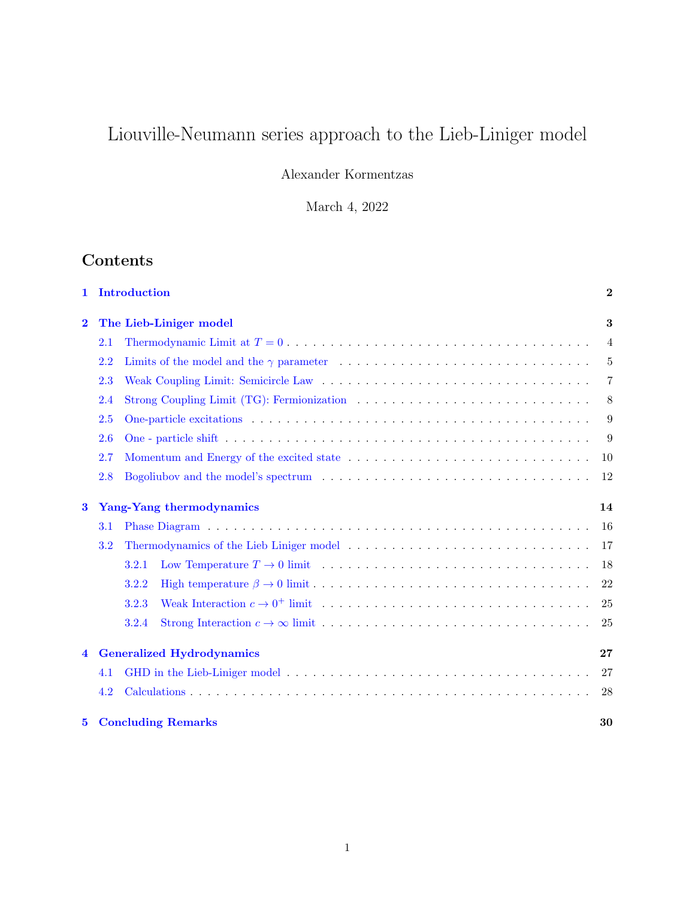# Liouville-Neumann series approach to the Lieb-Liniger model

Alexander Kormentzas

March 4, 2022

## Contents

- **1 Introduction** — 2
- **2 The Lieb-Liniger model** — 3
  - 2.1 Thermodynamic Limit at $T = 0$ — 4
  - 2.2 Limits of the model and the $\gamma$ parameter — 5
  - 2.3 Weak Coupling Limit: Semicircle Law — 7
  - 2.4 Strong Coupling Limit (TG): Fermionization — 8
  - 2.5 One-particle excitations — 9
  - 2.6 One - particle shift — 9
  - 2.7 Momentum and Energy of the excited state — 10
  - 2.8 Bogoliubov and the model's spectrum — 12
- **3 Yang-Yang thermodynamics** — 14
  - 3.1 Phase Diagram — 16
  - 3.2 Thermodynamics of the Lieb Liniger model — 17
    - 3.2.1 Low Temperature $T \to 0$ limit — 18
    - 3.2.2 High temperature $\beta \to 0$ limit — 22
    - 3.2.3 Weak Interaction $c \to 0^+$ limit — 25
    - 3.2.4 Strong Interaction $c \to \infty$ limit — 25
- **4 Generalized Hydrodynamics** — 27
  - 4.1 GHD in the Lieb-Liniger model — 27
  - 4.2 Calculations — 28
- **5 Concluding Remarks** — 30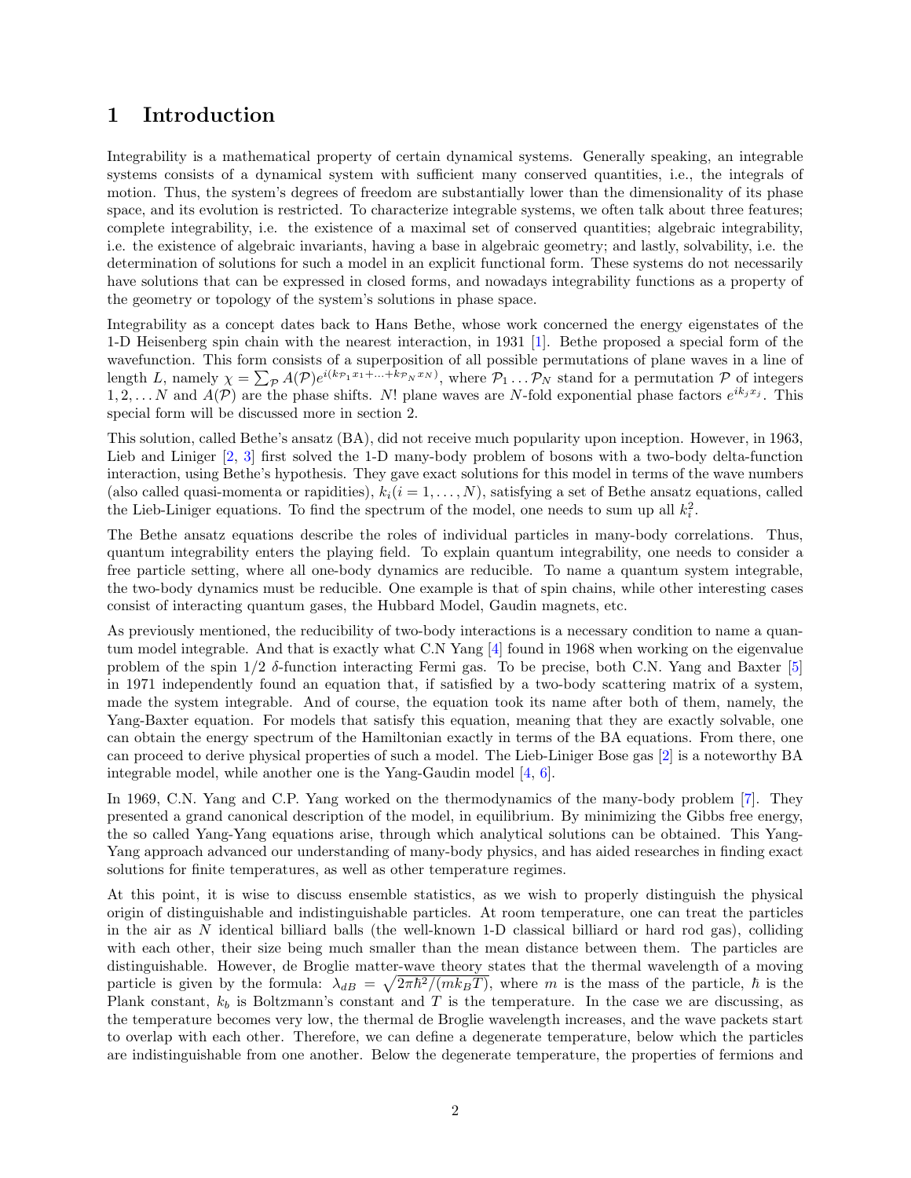# 1 Introduction

Integrability is a mathematical property of certain dynamical systems. Generally speaking, an integrable systems consists of a dynamical system with sufficient many conserved quantities, i.e., the integrals of motion. Thus, the system's degrees of freedom are substantially lower than the dimensionality of its phase space, and its evolution is restricted. To characterize integrable systems, we often talk about three features; complete integrability, i.e. the existence of a maximal set of conserved quantities; algebraic integrability, i.e. the existence of algebraic invariants, having a base in algebraic geometry; and lastly, solvability, i.e. the determination of solutions for such a model in an explicit functional form. These systems do not necessarily have solutions that can be expressed in closed forms, and nowadays integrability functions as a property of the geometry or topology of the system's solutions in phase space.

Integrability as a concept dates back to Hans Bethe, whose work concerned the energy eigenstates of the 1-D Heisenberg spin chain with the nearest interaction, in 1931 [1]. Bethe proposed a special form of the wavefunction. This form consists of a superposition of all possible permutations of plane waves in a line of length $L$, namely $\chi = \sum_{\mathcal{P}} A(\mathcal{P}) e^{i(k_{\mathcal{P}_1} x_1 + \ldots + k_{\mathcal{P}_N} x_N)}$, where $\mathcal{P}_1 \ldots \mathcal{P}_N$ stand for a permutation $\mathcal{P}$ of integers $1, 2, \ldots N$ and $A(\mathcal{P})$ are the phase shifts. $N!$ plane waves are $N$-fold exponential phase factors $e^{ik_j x_j}$. This special form will be discussed more in section 2.

This solution, called Bethe's ansatz (BA), did not receive much popularity upon inception. However, in 1963, Lieb and Liniger [2, 3] first solved the 1-D many-body problem of bosons with a two-body delta-function interaction, using Bethe's hypothesis. They gave exact solutions for this model in terms of the wave numbers (also called quasi-momenta or rapidities), $k_i (i = 1, \ldots, N)$, satisfying a set of Bethe ansatz equations, called the Lieb-Liniger equations. To find the spectrum of the model, one needs to sum up all $k_i^2$.

The Bethe ansatz equations describe the roles of individual particles in many-body correlations. Thus, quantum integrability enters the playing field. To explain quantum integrability, one needs to consider a free particle setting, where all one-body dynamics are reducible. To name a quantum system integrable, the two-body dynamics must be reducible. One example is that of spin chains, while other interesting cases consist of interacting quantum gases, the Hubbard Model, Gaudin magnets, etc.

As previously mentioned, the reducibility of two-body interactions is a necessary condition to name a quantum model integrable. And that is exactly what C.N Yang [4] found in 1968 when working on the eigenvalue problem of the spin 1/2 $\delta$-function interacting Fermi gas. To be precise, both C.N. Yang and Baxter [5] in 1971 independently found an equation that, if satisfied by a two-body scattering matrix of a system, made the system integrable. And of course, the equation took its name after both of them, namely, the Yang-Baxter equation. For models that satisfy this equation, meaning that they are exactly solvable, one can obtain the energy spectrum of the Hamiltonian exactly in terms of the BA equations. From there, one can proceed to derive physical properties of such a model. The Lieb-Liniger Bose gas [2] is a noteworthy BA integrable model, while another one is the Yang-Gaudin model [4, 6].

In 1969, C.N. Yang and C.P. Yang worked on the thermodynamics of the many-body problem [7]. They presented a grand canonical description of the model, in equilibrium. By minimizing the Gibbs free energy, the so called Yang-Yang equations arise, through which analytical solutions can be obtained. This Yang-Yang approach advanced our understanding of many-body physics, and has aided researches in finding exact solutions for finite temperatures, as well as other temperature regimes.

At this point, it is wise to discuss ensemble statistics, as we wish to properly distinguish the physical origin of distinguishable and indistinguishable particles. At room temperature, one can treat the particles in the air as $N$ identical billiard balls (the well-known 1-D classical billiard or hard rod gas), colliding with each other, their size being much smaller than the mean distance between them. The particles are distinguishable. However, de Broglie matter-wave theory states that the thermal wavelength of a moving particle is given by the formula: $\lambda_{dB} = \sqrt{2\pi\hbar^2/(mk_BT)}$, where $m$ is the mass of the particle, $\hbar$ is the Plank constant, $k_b$ is Boltzmann's constant and $T$ is the temperature. In the case we are discussing, as the temperature becomes very low, the thermal de Broglie wavelength increases, and the wave packets start to overlap with each other. Therefore, we can define a degenerate temperature, below which the particles are indistinguishable from one another. Below the degenerate temperature, the properties of fermions and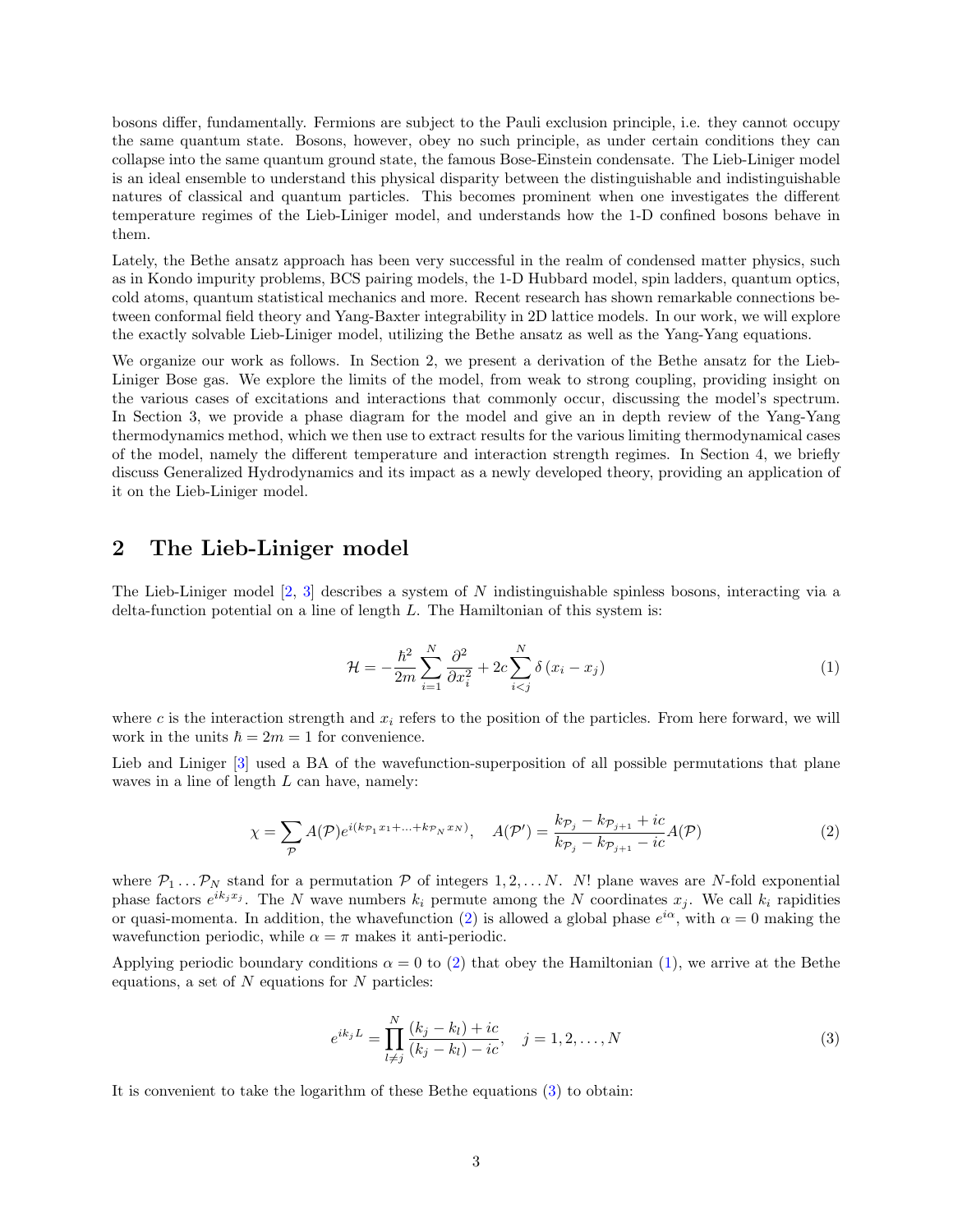bosons differ, fundamentally. Fermions are subject to the Pauli exclusion principle, i.e. they cannot occupy the same quantum state. Bosons, however, obey no such principle, as under certain conditions they can collapse into the same quantum ground state, the famous Bose-Einstein condensate. The Lieb-Liniger model is an ideal ensemble to understand this physical disparity between the distinguishable and indistinguishable natures of classical and quantum particles. This becomes prominent when one investigates the different temperature regimes of the Lieb-Liniger model, and understands how the 1-D confined bosons behave in them.

Lately, the Bethe ansatz approach has been very successful in the realm of condensed matter physics, such as in Kondo impurity problems, BCS pairing models, the 1-D Hubbard model, spin ladders, quantum optics, cold atoms, quantum statistical mechanics and more. Recent research has shown remarkable connections between conformal field theory and Yang-Baxter integrability in 2D lattice models. In our work, we will explore the exactly solvable Lieb-Liniger model, utilizing the Bethe ansatz as well as the Yang-Yang equations.

We organize our work as follows. In Section 2, we present a derivation of the Bethe ansatz for the Lieb-Liniger Bose gas. We explore the limits of the model, from weak to strong coupling, providing insight on the various cases of excitations and interactions that commonly occur, discussing the model's spectrum. In Section 3, we provide a phase diagram for the model and give an in depth review of the Yang-Yang thermodynamics method, which we then use to extract results for the various limiting thermodynamical cases of the model, namely the different temperature and interaction strength regimes. In Section 4, we briefly discuss Generalized Hydrodynamics and its impact as a newly developed theory, providing an application of it on the Lieb-Liniger model.

## 2 The Lieb-Liniger model

The Lieb-Liniger model [2, 3] describes a system of $N$ indistinguishable spinless bosons, interacting via a delta-function potential on a line of length $L$. The Hamiltonian of this system is:

$$\mathcal{H} = -\frac{\hbar^2}{2m}\sum_{i=1}^{N}\frac{\partial^2}{\partial x_i^2} + 2c\sum_{i<j}^{N}\delta\left(x_i - x_j\right) \tag{1}$$

where $c$ is the interaction strength and $x_i$ refers to the position of the particles. From here forward, we will work in the units $\hbar = 2m = 1$ for convenience.

Lieb and Liniger [3] used a BA of the wavefunction-superposition of all possible permutations that plane waves in a line of length $L$ can have, namely:

$$\chi = \sum_{\mathcal{P}} A(\mathcal{P}) e^{i(k_{\mathcal{P}_1}x_1 + \ldots + k_{\mathcal{P}_N}x_N)}, \quad A(\mathcal{P}') = \frac{k_{\mathcal{P}_j} - k_{\mathcal{P}_{j+1}} + ic}{k_{\mathcal{P}_j} - k_{\mathcal{P}_{j+1}} - ic} A(\mathcal{P}) \tag{2}$$

where $\mathcal{P}_1 \ldots \mathcal{P}_N$ stand for a permutation $\mathcal{P}$ of integers $1, 2, \ldots N$. $N!$ plane waves are $N$-fold exponential phase factors $e^{ik_jx_j}$. The $N$ wave numbers $k_i$ permute among the $N$ coordinates $x_j$. We call $k_i$ rapidities or quasi-momenta. In addition, the whavefunction (2) is allowed a global phase $e^{i\alpha}$, with $\alpha = 0$ making the wavefunction periodic, while $\alpha = \pi$ makes it anti-periodic.

Applying periodic boundary conditions $\alpha = 0$ to (2) that obey the Hamiltonian (1), we arrive at the Bethe equations, a set of $N$ equations for $N$ particles:

$$e^{ik_jL} = \prod_{l \neq j}^{N} \frac{(k_j - k_l) + ic}{(k_j - k_l) - ic}, \quad j = 1, 2, \ldots, N \tag{3}$$

It is convenient to take the logarithm of these Bethe equations (3) to obtain: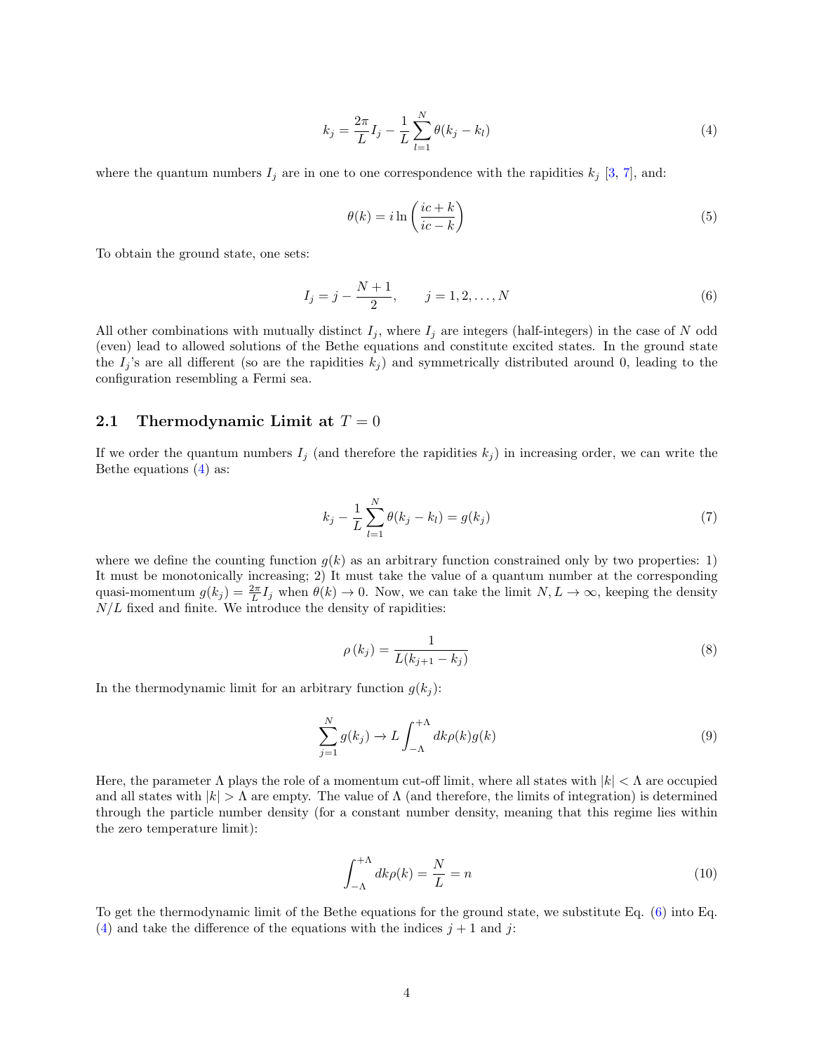$$k_j = \frac{2\pi}{L} I_j - \frac{1}{L} \sum_{l=1}^{N} \theta(k_j - k_l) \tag{4}$$

where the quantum numbers $I_j$ are in one to one correspondence with the rapidities $k_j$ [3, 7], and:

$$\theta(k) = i \ln \left( \frac{ic + k}{ic - k} \right) \tag{5}$$

To obtain the ground state, one sets:

$$I_j = j - \frac{N+1}{2}, \qquad j = 1, 2, \ldots, N \tag{6}$$

All other combinations with mutually distinct $I_j$, where $I_j$ are integers (half-integers) in the case of $N$ odd (even) lead to allowed solutions of the Bethe equations and constitute excited states. In the ground state the $I_j$'s are all different (so are the rapidities $k_j$) and symmetrically distributed around 0, leading to the configuration resembling a Fermi sea.

## 2.1 Thermodynamic Limit at $T = 0$

If we order the quantum numbers $I_j$ (and therefore the rapidities $k_j$) in increasing order, we can write the Bethe equations (4) as:

$$k_j - \frac{1}{L} \sum_{l=1}^{N} \theta(k_j - k_l) = g(k_j) \tag{7}$$

where we define the counting function $g(k)$ as an arbitrary function constrained only by two properties: 1) It must be monotonically increasing; 2) It must take the value of a quantum number at the corresponding quasi-momentum $g(k_j) = \frac{2\pi}{L} I_j$ when $\theta(k) \to 0$. Now, we can take the limit $N, L \to \infty$, keeping the density $N/L$ fixed and finite. We introduce the density of rapidities:

$$\rho(k_j) = \frac{1}{L(k_{j+1} - k_j)} \tag{8}$$

In the thermodynamic limit for an arbitrary function $g(k_j)$:

$$\sum_{j=1}^{N} g(k_j) \to L \int_{-\Lambda}^{+\Lambda} dk \rho(k) g(k) \tag{9}$$

Here, the parameter $\Lambda$ plays the role of a momentum cut-off limit, where all states with $|k| < \Lambda$ are occupied and all states with $|k| > \Lambda$ are empty. The value of $\Lambda$ (and therefore, the limits of integration) is determined through the particle number density (for a constant number density, meaning that this regime lies within the zero temperature limit):

$$\int_{-\Lambda}^{+\Lambda} dk \rho(k) = \frac{N}{L} = n \tag{10}$$

To get the thermodynamic limit of the Bethe equations for the ground state, we substitute Eq. (6) into Eq. (4) and take the difference of the equations with the indices $j+1$ and $j$: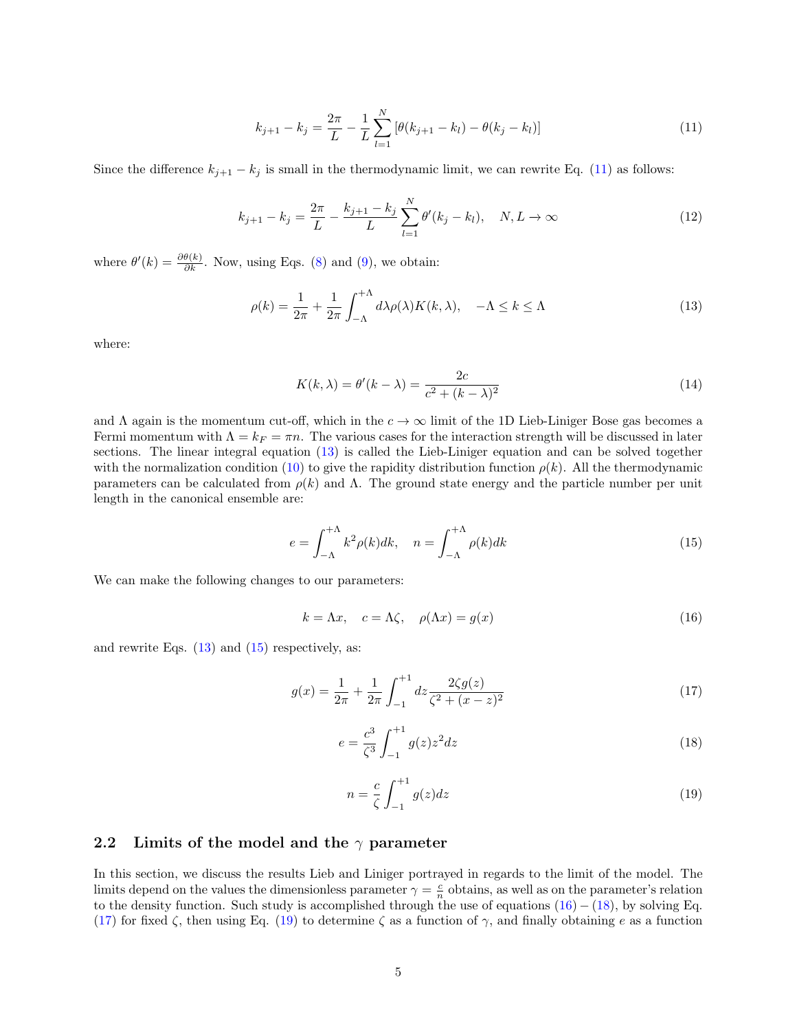$$k_{j+1} - k_j = \frac{2\pi}{L} - \frac{1}{L}\sum_{l=1}^{N}\left[\theta(k_{j+1}-k_l) - \theta(k_j - k_l)\right] \tag{11}$$

Since the difference $k_{j+1} - k_j$ is small in the thermodynamic limit, we can rewrite Eq. (11) as follows:

$$k_{j+1} - k_j = \frac{2\pi}{L} - \frac{k_{j+1}-k_j}{L}\sum_{l=1}^{N}\theta'(k_j - k_l), \quad N, L \to \infty \tag{12}$$

where $\theta'(k) = \frac{\partial \theta(k)}{\partial k}$. Now, using Eqs. (8) and (9), we obtain:

$$\rho(k) = \frac{1}{2\pi} + \frac{1}{2\pi}\int_{-\Lambda}^{+\Lambda} d\lambda \rho(\lambda) K(k,\lambda), \quad -\Lambda \leq k \leq \Lambda \tag{13}$$

where:

$$K(k,\lambda) = \theta'(k-\lambda) = \frac{2c}{c^2 + (k-\lambda)^2} \tag{14}$$

and $\Lambda$ again is the momentum cut-off, which in the $c \to \infty$ limit of the 1D Lieb-Liniger Bose gas becomes a Fermi momentum with $\Lambda = k_F = \pi n$. The various cases for the interaction strength will be discussed in later sections. The linear integral equation (13) is called the Lieb-Liniger equation and can be solved together with the normalization condition (10) to give the rapidity distribution function $\rho(k)$. All the thermodynamic parameters can be calculated from $\rho(k)$ and $\Lambda$. The ground state energy and the particle number per unit length in the canonical ensemble are:

$$e = \int_{-\Lambda}^{+\Lambda} k^2 \rho(k) dk, \quad n = \int_{-\Lambda}^{+\Lambda} \rho(k) dk \tag{15}$$

We can make the following changes to our parameters:

$$k = \Lambda x, \quad c = \Lambda \zeta, \quad \rho(\Lambda x) = g(x) \tag{16}$$

and rewrite Eqs. (13) and (15) respectively, as:

$$g(x) = \frac{1}{2\pi} + \frac{1}{2\pi}\int_{-1}^{+1} dz \frac{2\zeta g(z)}{\zeta^2 + (x-z)^2} \tag{17}$$

$$e = \frac{c^3}{\zeta^3}\int_{-1}^{+1} g(z) z^2 dz \tag{18}$$

$$n = \frac{c}{\zeta}\int_{-1}^{+1} g(z) dz \tag{19}$$

## 2.2 Limits of the model and the $\gamma$ parameter

In this section, we discuss the results Lieb and Liniger portrayed in regards to the limit of the model. The limits depend on the values the dimensionless parameter $\gamma = \frac{c}{n}$ obtains, as well as on the parameter's relation to the density function. Such study is accomplished through the use of equations (16) – (18), by solving Eq. (17) for fixed $\zeta$, then using Eq. (19) to determine $\zeta$ as a function of $\gamma$, and finally obtaining $e$ as a function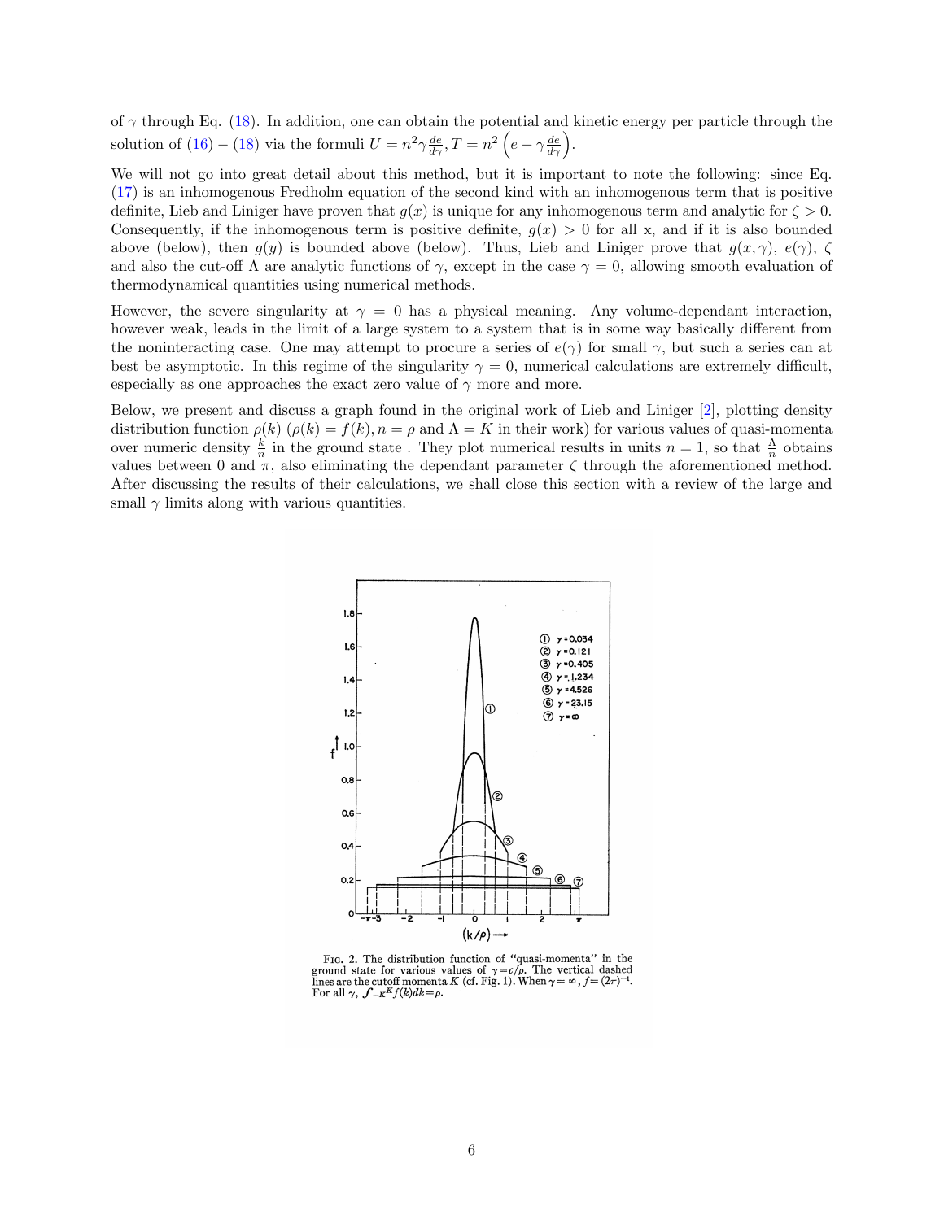of $\gamma$ through Eq. (18). In addition, one can obtain the potential and kinetic energy per particle through the solution of (16) – (18) via the formuli $U = n^2\gamma \frac{de}{d\gamma}, T = n^2 \left(e - \gamma \frac{de}{d\gamma}\right)$.

We will not go into great detail about this method, but it is important to note the following: since Eq. (17) is an inhomogenous Fredholm equation of the second kind with an inhomogenous term that is positive definite, Lieb and Liniger have proven that $g(x)$ is unique for any inhomogenous term and analytic for $\zeta > 0$. Consequently, if the inhomogenous term is positive definite, $g(x) > 0$ for all x, and if it is also bounded above (below), then $g(y)$ is bounded above (below). Thus, Lieb and Liniger prove that $g(x, \gamma)$, $e(\gamma)$, $\zeta$ and also the cut-off $\Lambda$ are analytic functions of $\gamma$, except in the case $\gamma = 0$, allowing smooth evaluation of thermodynamical quantities using numerical methods.

However, the severe singularity at $\gamma = 0$ has a physical meaning. Any volume-dependant interaction, however weak, leads in the limit of a large system to a system that is in some way basically different from the noninteracting case. One may attempt to procure a series of $e(\gamma)$ for small $\gamma$, but such a series can at best be asymptotic. In this regime of the singularity $\gamma = 0$, numerical calculations are extremely difficult, especially as one approaches the exact zero value of $\gamma$ more and more.

Below, we present and discuss a graph found in the original work of Lieb and Liniger [2], plotting density distribution function $\rho(k)$ ($\rho(k) = f(k), n = \rho$ and $\Lambda = K$ in their work) for various values of quasi-momenta over numeric density $\frac{k}{n}$ in the ground state . They plot numerical results in units $n = 1$, so that $\frac{\Lambda}{n}$ obtains values between 0 and $\pi$, also eliminating the dependant parameter $\zeta$ through the aforementioned method. After discussing the results of their calculations, we shall close this section with a review of the large and small $\gamma$ limits along with various quantities.

FIG. 2. The distribution function of "quasi-momenta" in the ground state for various values of $\gamma = c/\rho$. The vertical dashed lines are the cutoff momenta $K$ (cf. Fig. 1). When $\gamma = \infty$, $f = (2\pi)^{-1}$. For all $\gamma$, $\int_{-K}^{K} f(k)dk = \rho$.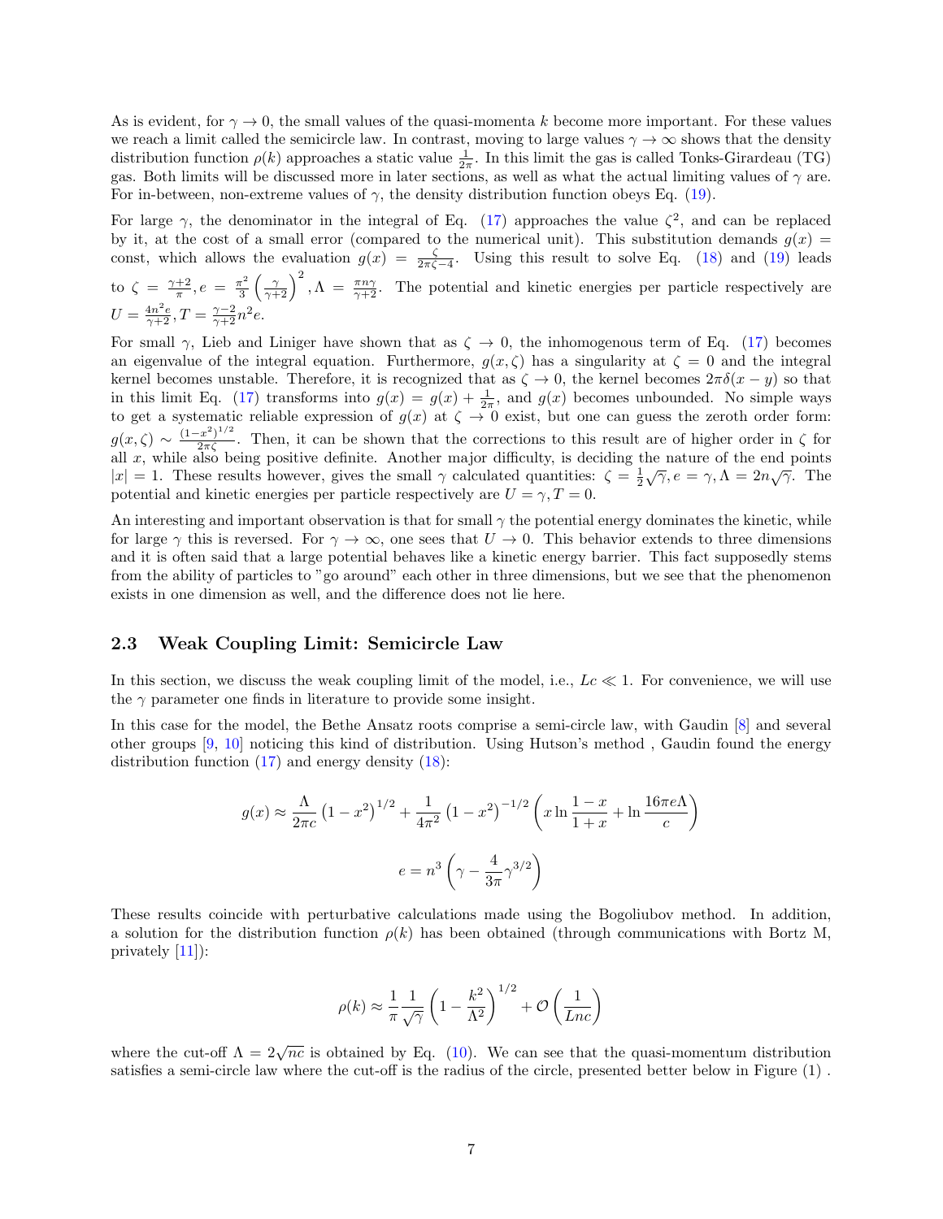As is evident, for $\gamma \to 0$, the small values of the quasi-momenta $k$ become more important. For these values we reach a limit called the semicircle law. In contrast, moving to large values $\gamma \to \infty$ shows that the density distribution function $\rho(k)$ approaches a static value $\frac{1}{2\pi}$. In this limit the gas is called Tonks-Girardeau (TG) gas. Both limits will be discussed more in later sections, as well as what the actual limiting values of $\gamma$ are. For in-between, non-extreme values of $\gamma$, the density distribution function obeys Eq. (19).

For large $\gamma$, the denominator in the integral of Eq. (17) approaches the value $\zeta^2$, and can be replaced by it, at the cost of a small error (compared to the numerical unit). This substitution demands $g(x) =$ const, which allows the evaluation $g(x) = \frac{\zeta}{2\pi\zeta - 4}$. Using this result to solve Eq. (18) and (19) leads to $\zeta = \frac{\gamma+2}{\pi}, e = \frac{\pi^2}{3}\left(\frac{\gamma}{\gamma+2}\right)^2, \Lambda = \frac{\pi n \gamma}{\gamma+2}$. The potential and kinetic energies per particle respectively are $U = \frac{4n^2 e}{\gamma+2}, T = \frac{\gamma-2}{\gamma+2}n^2 e$.

For small $\gamma$, Lieb and Liniger have shown that as $\zeta \to 0$, the inhomogenous term of Eq. (17) becomes an eigenvalue of the integral equation. Furthermore, $g(x,\zeta)$ has a singularity at $\zeta = 0$ and the integral kernel becomes unstable. Therefore, it is recognized that as $\zeta \to 0$, the kernel becomes $2\pi\delta(x-y)$ so that in this limit Eq. (17) transforms into $g(x) = g(x) + \frac{1}{2\pi}$, and $g(x)$ becomes unbounded. No simple ways to get a systematic reliable expression of $g(x)$ at $\zeta \to 0$ exist, but one can guess the zeroth order form: $g(x,\zeta) \sim \frac{(1-x^2)^{1/2}}{2\pi\zeta}$. Then, it can be shown that the corrections to this result are of higher order in $\zeta$ for all $x$, while also being positive definite. Another major difficulty, is deciding the nature of the end points $|x| = 1$. These results however, gives the small $\gamma$ calculated quantities: $\zeta = \frac{1}{2}\sqrt{\gamma}, e = \gamma, \Lambda = 2n\sqrt{\gamma}$. The potential and kinetic energies per particle respectively are $U = \gamma, T = 0$.

An interesting and important observation is that for small $\gamma$ the potential energy dominates the kinetic, while for large $\gamma$ this is reversed. For $\gamma \to \infty$, one sees that $U \to 0$. This behavior extends to three dimensions and it is often said that a large potential behaves like a kinetic energy barrier. This fact supposedly stems from the ability of particles to "go around" each other in three dimensions, but we see that the phenomenon exists in one dimension as well, and the difference does not lie here.

### 2.3 Weak Coupling Limit: Semicircle Law

In this section, we discuss the weak coupling limit of the model, i.e., $Lc \ll 1$. For convenience, we will use the $\gamma$ parameter one finds in literature to provide some insight.

In this case for the model, the Bethe Ansatz roots comprise a semi-circle law, with Gaudin [8] and several other groups [9, 10] noticing this kind of distribution. Using Hutson's method , Gaudin found the energy distribution function (17) and energy density (18):

$$g(x) \approx \frac{\Lambda}{2\pi c}\left(1-x^2\right)^{1/2} + \frac{1}{4\pi^2}\left(1-x^2\right)^{-1/2}\left(x\ln\frac{1-x}{1+x} + \ln\frac{16\pi e\Lambda}{c}\right)$$

$$e = n^3\left(\gamma - \frac{4}{3\pi}\gamma^{3/2}\right)$$

These results coincide with perturbative calculations made using the Bogoliubov method. In addition, a solution for the distribution function $\rho(k)$ has been obtained (through communications with Bortz M, privately [11]):

$$\rho(k) \approx \frac{1}{\pi}\frac{1}{\sqrt{\gamma}}\left(1-\frac{k^2}{\Lambda^2}\right)^{1/2} + \mathcal{O}\left(\frac{1}{Lnc}\right)$$

where the cut-off $\Lambda = 2\sqrt{nc}$ is obtained by Eq. (10). We can see that the quasi-momentum distribution satisfies a semi-circle law where the cut-off is the radius of the circle, presented better below in Figure (1) .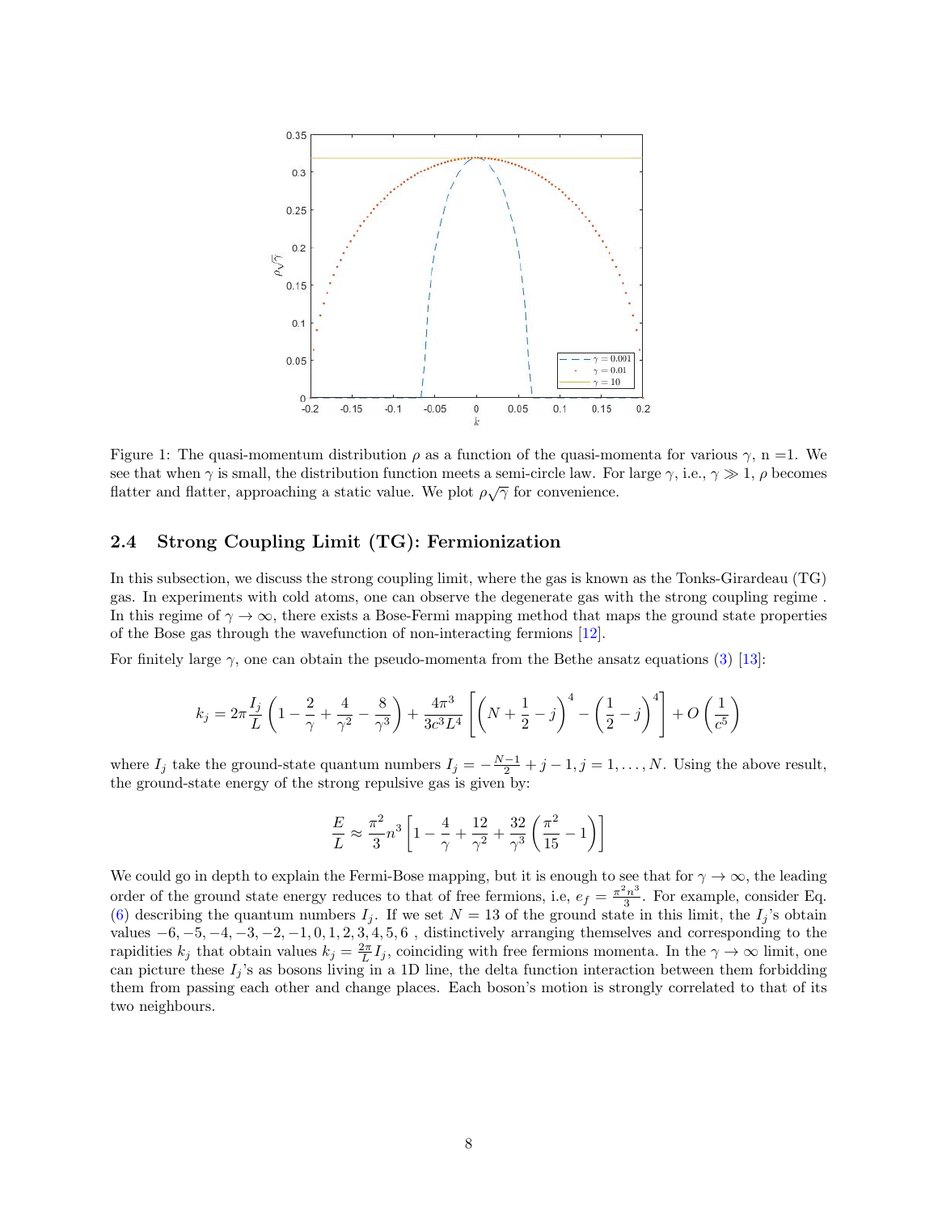Figure 1: The quasi-momentum distribution $\rho$ as a function of the quasi-momenta for various $\gamma$, n =1. We see that when $\gamma$ is small, the distribution function meets a semi-circle law. For large $\gamma$, i.e., $\gamma \gg 1$, $\rho$ becomes flatter and flatter, approaching a static value. We plot $\rho\sqrt{\gamma}$ for convenience.

## 2.4 Strong Coupling Limit (TG): Fermionization

In this subsection, we discuss the strong coupling limit, where the gas is known as the Tonks-Girardeau (TG) gas. In experiments with cold atoms, one can observe the degenerate gas with the strong coupling regime . In this regime of $\gamma \to \infty$, there exists a Bose-Fermi mapping method that maps the ground state properties of the Bose gas through the wavefunction of non-interacting fermions [12].

For finitely large $\gamma$, one can obtain the pseudo-momenta from the Bethe ansatz equations (3) [13]:

$$k_j = 2\pi \frac{I_j}{L}\left(1 - \frac{2}{\gamma} + \frac{4}{\gamma^2} - \frac{8}{\gamma^3}\right) + \frac{4\pi^3}{3c^3L^4}\left[\left(N + \frac{1}{2} - j\right)^4 - \left(\frac{1}{2} - j\right)^4\right] + O\left(\frac{1}{c^5}\right)$$

where $I_j$ take the ground-state quantum numbers $I_j = -\frac{N-1}{2} + j - 1, j = 1, \ldots, N$. Using the above result, the ground-state energy of the strong repulsive gas is given by:

$$\frac{E}{L} \approx \frac{\pi^2}{3}n^3\left[1 - \frac{4}{\gamma} + \frac{12}{\gamma^2} + \frac{32}{\gamma^3}\left(\frac{\pi^2}{15} - 1\right)\right]$$

We could go in depth to explain the Fermi-Bose mapping, but it is enough to see that for $\gamma \to \infty$, the leading order of the ground state energy reduces to that of free fermions, i.e, $e_f = \frac{\pi^2 n^3}{3}$. For example, consider Eq. (6) describing the quantum numbers $I_j$. If we set $N = 13$ of the ground state in this limit, the $I_j$'s obtain values $-6, -5, -4, -3, -2, -1, 0, 1, 2, 3, 4, 5, 6$ , distinctively arranging themselves and corresponding to the rapidities $k_j$ that obtain values $k_j = \frac{2\pi}{L}I_j$, coinciding with free fermions momenta. In the $\gamma \to \infty$ limit, one can picture these $I_j$'s as bosons living in a 1D line, the delta function interaction between them forbidding them from passing each other and change places. Each boson's motion is strongly correlated to that of its two neighbours.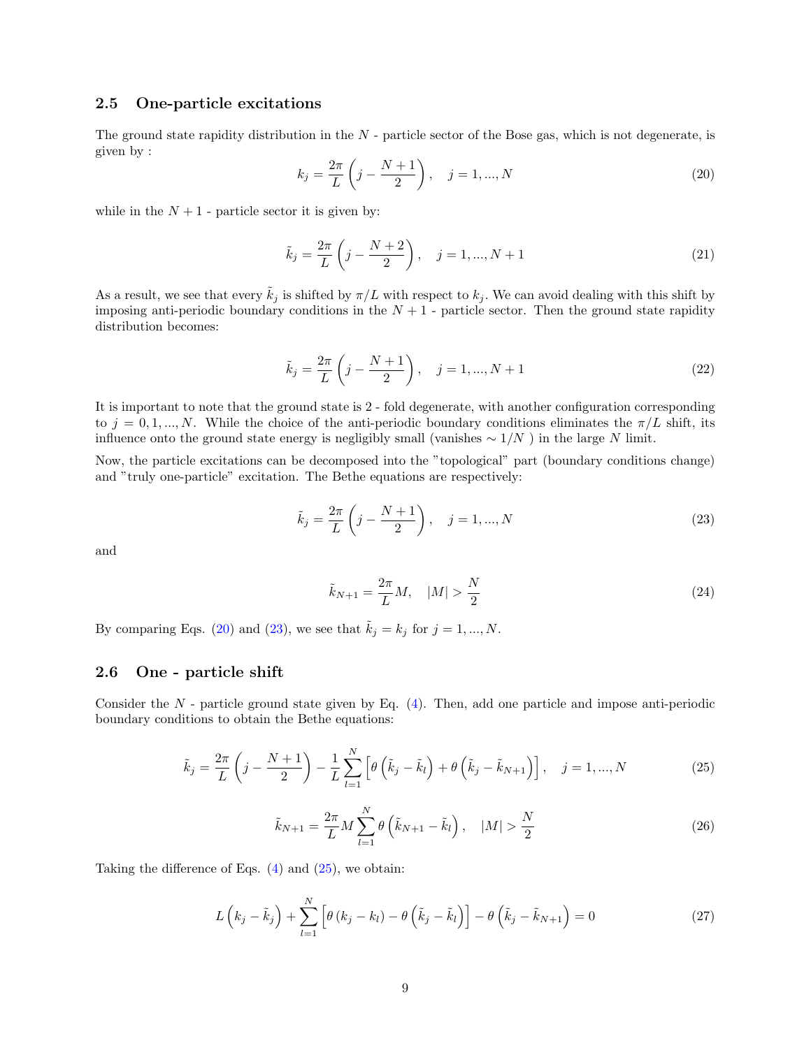### 2.5 One-particle excitations

The ground state rapidity distribution in the $N$ - particle sector of the Bose gas, which is not degenerate, is given by :

$$k_j = \frac{2\pi}{L}\left(j - \frac{N+1}{2}\right), \quad j = 1, ..., N \tag{20}$$

while in the $N+1$ - particle sector it is given by:

$$\tilde{k}_j = \frac{2\pi}{L}\left(j - \frac{N+2}{2}\right), \quad j = 1, ..., N+1 \tag{21}$$

As a result, we see that every $\tilde{k}_j$ is shifted by $\pi/L$ with respect to $k_j$. We can avoid dealing with this shift by imposing anti-periodic boundary conditions in the $N+1$ - particle sector. Then the ground state rapidity distribution becomes:

$$\tilde{k}_j = \frac{2\pi}{L}\left(j - \frac{N+1}{2}\right), \quad j = 1, ..., N+1 \tag{22}$$

It is important to note that the ground state is 2 - fold degenerate, with another configuration corresponding to $j = 0, 1, ..., N$. While the choice of the anti-periodic boundary conditions eliminates the $\pi/L$ shift, its influence onto the ground state energy is negligibly small (vanishes $\sim 1/N$ ) in the large $N$ limit.

Now, the particle excitations can be decomposed into the "topological" part (boundary conditions change) and "truly one-particle" excitation. The Bethe equations are respectively:

$$\tilde{k}_j = \frac{2\pi}{L}\left(j - \frac{N+1}{2}\right), \quad j = 1, ..., N \tag{23}$$

and

$$\tilde{k}_{N+1} = \frac{2\pi}{L}M, \quad |M| > \frac{N}{2} \tag{24}$$

By comparing Eqs. (20) and (23), we see that $\tilde{k}_j = k_j$ for $j = 1, ..., N$.

### 2.6 One - particle shift

Consider the $N$ - particle ground state given by Eq. (4). Then, add one particle and impose anti-periodic boundary conditions to obtain the Bethe equations:

$$\tilde{k}_j = \frac{2\pi}{L}\left(j - \frac{N+1}{2}\right) - \frac{1}{L}\sum_{l=1}^{N}\left[\theta\left(\tilde{k}_j - \tilde{k}_l\right) + \theta\left(\tilde{k}_j - \tilde{k}_{N+1}\right)\right], \quad j = 1, ..., N \tag{25}$$

$$\tilde{k}_{N+1} = \frac{2\pi}{L}M\sum_{l=1}^{N}\theta\left(\tilde{k}_{N+1} - \tilde{k}_l\right), \quad |M| > \frac{N}{2} \tag{26}$$

Taking the difference of Eqs. (4) and (25), we obtain:

$$L\left(k_j - \tilde{k}_j\right) + \sum_{l=1}^{N}\left[\theta\left(k_j - k_l\right) - \theta\left(\tilde{k}_j - \tilde{k}_l\right)\right] - \theta\left(\tilde{k}_j - \tilde{k}_{N+1}\right) = 0 \tag{27}$$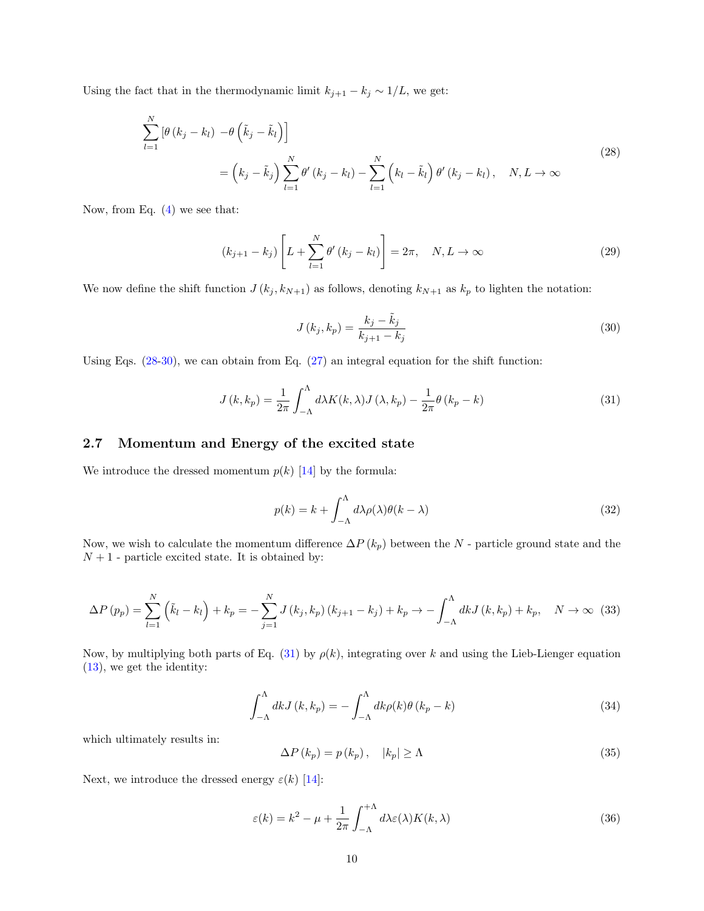Using the fact that in the thermodynamic limit $k_{j+1} - k_j \sim 1/L$, we get:

$$
\begin{aligned}
\sum_{l=1}^{N} \left[\theta\left(k_j - k_l\right) \right. & \left. -\theta\left(\tilde{k}_j - \tilde{k}_l\right)\right] \\
& = \left(k_j - \tilde{k}_j\right) \sum_{l=1}^{N} \theta'\left(k_j - k_l\right) - \sum_{l=1}^{N} \left(k_l - \tilde{k}_l\right) \theta'\left(k_j - k_l\right), \quad N, L \rightarrow \infty
\end{aligned}
\tag{28}
$$

Now, from Eq. (4) we see that:

$$
\left(k_{j+1} - k_j\right) \left[L + \sum_{l=1}^{N} \theta'\left(k_j - k_l\right)\right] = 2\pi, \quad N, L \rightarrow \infty \tag{29}
$$

We now define the shift function $J\left(k_j, k_{N+1}\right)$ as follows, denoting $k_{N+1}$ as $k_p$ to lighten the notation:

$$
J\left(k_j, k_p\right) = \frac{k_j - \tilde{k}_j}{k_{j+1} - k_j} \tag{30}
$$

Using Eqs. (28-30), we can obtain from Eq. (27) an integral equation for the shift function:

$$
J\left(k, k_p\right) = \frac{1}{2\pi} \int_{-\Lambda}^{\Lambda} d\lambda K(k, \lambda) J\left(\lambda, k_p\right) - \frac{1}{2\pi} \theta\left(k_p - k\right) \tag{31}
$$

## 2.7 Momentum and Energy of the excited state

We introduce the dressed momentum $p(k)$ [14] by the formula:

$$
p(k) = k + \int_{-\Lambda}^{\Lambda} d\lambda \rho(\lambda) \theta(k - \lambda) \tag{32}
$$

Now, we wish to calculate the momentum difference $\Delta P\left(k_p\right)$ between the $N$ - particle ground state and the $N+1$ - particle excited state. It is obtained by:

$$
\Delta P\left(p_p\right) = \sum_{l=1}^{N} \left(\tilde{k}_l - k_l\right) + k_p = -\sum_{j=1}^{N} J\left(k_j, k_p\right)\left(k_{j+1} - k_j\right) + k_p \rightarrow -\int_{-\Lambda}^{\Lambda} dk J\left(k, k_p\right) + k_p, \quad N \rightarrow \infty \tag{33}
$$

Now, by multiplying both parts of Eq. (31) by $\rho(k)$, integrating over $k$ and using the Lieb-Lienger equation (13), we get the identity:

$$
\int_{-\Lambda}^{\Lambda} dk J\left(k, k_p\right) = -\int_{-\Lambda}^{\Lambda} dk \rho(k) \theta\left(k_p - k\right) \tag{34}
$$

which ultimately results in:

$$
\Delta P\left(k_p\right) = p\left(k_p\right), \quad \left|k_p\right| \geq \Lambda \tag{35}
$$

Next, we introduce the dressed energy $\varepsilon(k)$ [14]:

$$
\varepsilon(k) = k^2 - \mu + \frac{1}{2\pi} \int_{-\Lambda}^{+\Lambda} d\lambda \varepsilon(\lambda) K(k, \lambda) \tag{36}
$$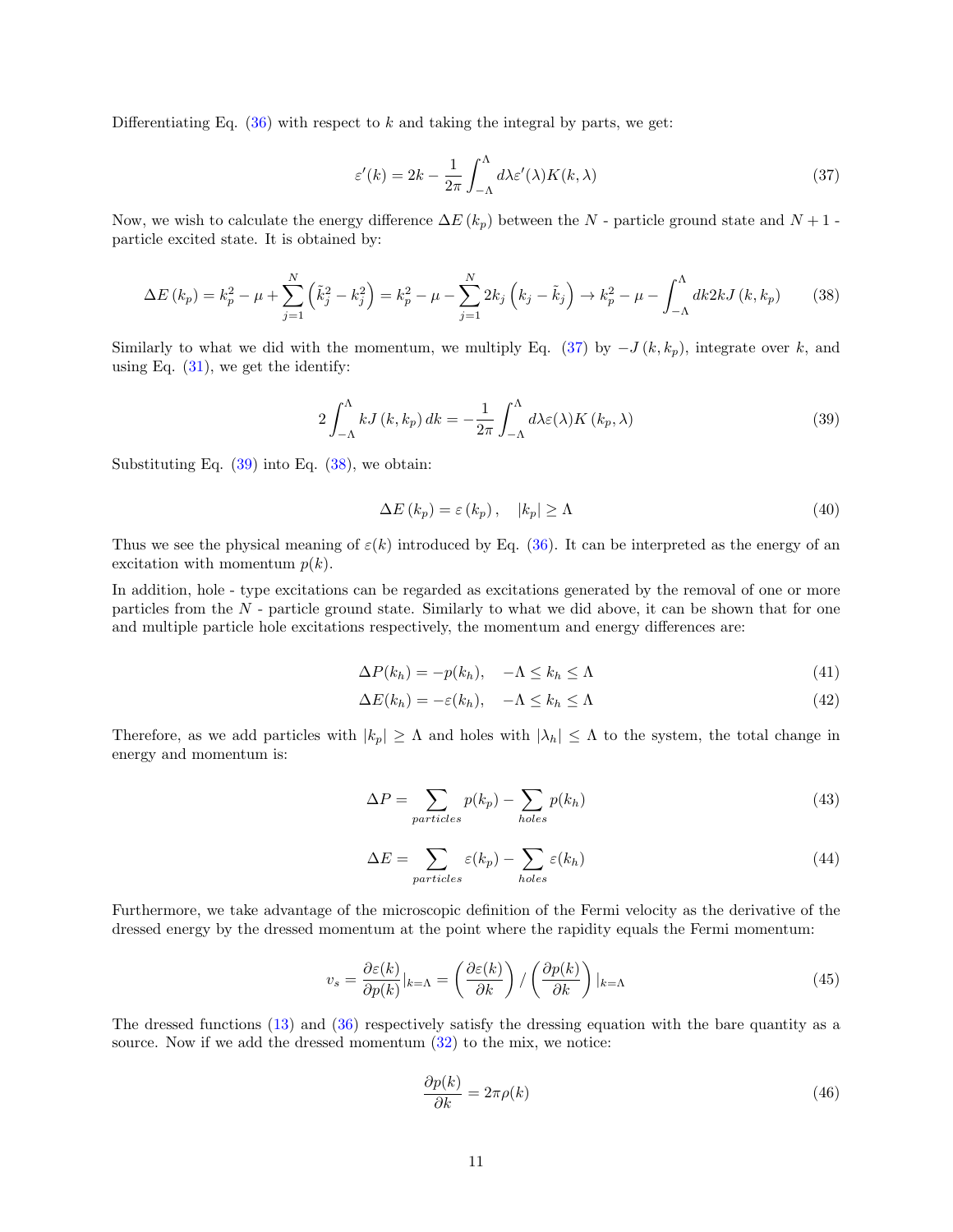Differentiating Eq. (36) with respect to $k$ and taking the integral by parts, we get:

$$\varepsilon'(k) = 2k - \frac{1}{2\pi}\int_{-\Lambda}^{\Lambda} d\lambda \varepsilon'(\lambda) K(k,\lambda) \tag{37}$$

Now, we wish to calculate the energy difference $\Delta E\left(k_p\right)$ between the $N$ - particle ground state and $N+1$ - particle excited state. It is obtained by:

$$\Delta E\left(k_p\right) = k_p^2 - \mu + \sum_{j=1}^{N}\left(\tilde{k}_j^2 - k_j^2\right) = k_p^2 - \mu - \sum_{j=1}^{N} 2k_j\left(k_j - \tilde{k}_j\right) \to k_p^2 - \mu - \int_{-\Lambda}^{\Lambda} dk 2kJ\left(k, k_p\right) \tag{38}$$

Similarly to what we did with the momentum, we multiply Eq. (37) by $-J\left(k, k_p\right)$, integrate over $k$, and using Eq. (31), we get the identify:

$$2\int_{-\Lambda}^{\Lambda} kJ\left(k, k_p\right) dk = -\frac{1}{2\pi}\int_{-\Lambda}^{\Lambda} d\lambda \varepsilon(\lambda) K\left(k_p, \lambda\right) \tag{39}$$

Substituting Eq. (39) into Eq. (38), we obtain:

$$\Delta E\left(k_p\right) = \varepsilon\left(k_p\right), \quad \left|k_p\right| \geq \Lambda \tag{40}$$

Thus we see the physical meaning of $\varepsilon(k)$ introduced by Eq. (36). It can be interpreted as the energy of an excitation with momentum $p(k)$.

In addition, hole - type excitations can be regarded as excitations generated by the removal of one or more particles from the $N$ - particle ground state. Similarly to what we did above, it can be shown that for one and multiple particle hole excitations respectively, the momentum and energy differences are:

$$\Delta P(k_h) = -p(k_h), \quad -\Lambda \leq k_h \leq \Lambda \tag{41}$$

$$\Delta E(k_h) = -\varepsilon(k_h), \quad -\Lambda \leq k_h \leq \Lambda \tag{42}$$

Therefore, as we add particles with $|k_p| \geq \Lambda$ and holes with $|\lambda_h| \leq \Lambda$ to the system, the total change in energy and momentum is:

$$\Delta P = \sum_{particles} p(k_p) - \sum_{holes} p(k_h) \tag{43}$$

$$\Delta E = \sum_{particles} \varepsilon(k_p) - \sum_{holes} \varepsilon(k_h) \tag{44}$$

Furthermore, we take advantage of the microscopic definition of the Fermi velocity as the derivative of the dressed energy by the dressed momentum at the point where the rapidity equals the Fermi momentum:

$$v_s = \frac{\partial \varepsilon(k)}{\partial p(k)}|_{k=\Lambda} = \left(\frac{\partial \varepsilon(k)}{\partial k}\right) / \left(\frac{\partial p(k)}{\partial k}\right)|_{k=\Lambda} \tag{45}$$

The dressed functions (13) and (36) respectively satisfy the dressing equation with the bare quantity as a source. Now if we add the dressed momentum (32) to the mix, we notice:

$$\frac{\partial p(k)}{\partial k} = 2\pi\rho(k) \tag{46}$$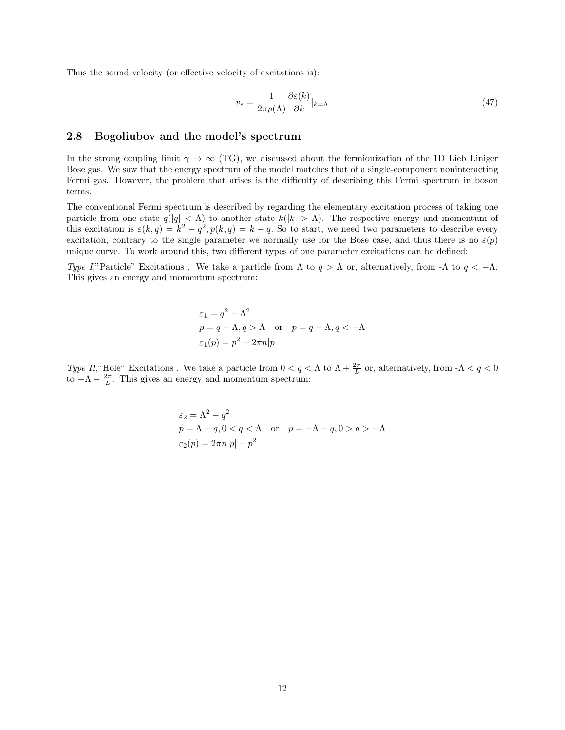Thus the sound velocity (or effective velocity of excitations is):

$$v_s = \frac{1}{2\pi\rho(\Lambda)}\frac{\partial\varepsilon(k)}{\partial k}|_{k=\Lambda} \tag{47}$$

### 2.8 Bogoliubov and the model's spectrum

In the strong coupling limit $\gamma \to \infty$ (TG), we discussed about the fermionization of the 1D Lieb Liniger Bose gas. We saw that the energy spectrum of the model matches that of a single-component noninteracting Fermi gas. However, the problem that arises is the difficulty of describing this Fermi spectrum in boson terms.

The conventional Fermi spectrum is described by regarding the elementary excitation process of taking one particle from one state $q(|q| < \Lambda)$ to another state $k(|k| > \Lambda)$. The respective energy and momentum of this excitation is $\varepsilon(k, q) = k^2 - q^2, p(k, q) = k - q$. So to start, we need two parameters to describe every excitation, contrary to the single parameter we normally use for the Bose case, and thus there is no $\varepsilon(p)$ unique curve. To work around this, two different types of one parameter excitations can be defined:

*Type I*,"Particle" Excitations . We take a particle from $\Lambda$ to $q > \Lambda$ or, alternatively, from -$\Lambda$ to $q < -\Lambda$. This gives an energy and momentum spectrum:

$$\varepsilon_1 = q^2 - \Lambda^2$$
$$p = q - \Lambda, q > \Lambda \quad \text{or} \quad p = q + \Lambda, q < -\Lambda$$
$$\varepsilon_1(p) = p^2 + 2\pi n|p|$$

*Type II*,"Hole" Excitations . We take a particle from $0 < q < \Lambda$ to $\Lambda + \frac{2\pi}{L}$ or, alternatively, from -$\Lambda < q < 0$ to $-\Lambda - \frac{2\pi}{L}$. This gives an energy and momentum spectrum:

$$\varepsilon_2 = \Lambda^2 - q^2$$
$$p = \Lambda - q, 0 < q < \Lambda \quad \text{or} \quad p = -\Lambda - q, 0 > q > -\Lambda$$
$$\varepsilon_2(p) = 2\pi n|p| - p^2$$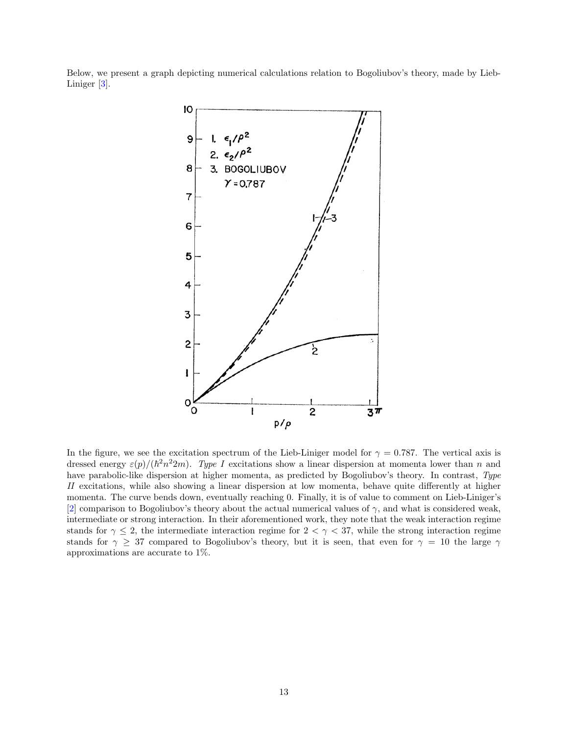Below, we present a graph depicting numerical calculations relation to Bogoliubov's theory, made by Lieb-Liniger [3].

In the figure, we see the excitation spectrum of the Lieb-Liniger model for $\gamma = 0.787$. The vertical axis is dressed energy $\varepsilon(p)/(\hbar^2 n^2 2m)$. *Type I* excitations show a linear dispersion at momenta lower than $n$ and have parabolic-like dispersion at higher momenta, as predicted by Bogoliubov's theory. In contrast, *Type II* excitations, while also showing a linear dispersion at low momenta, behave quite differently at higher momenta. The curve bends down, eventually reaching 0. Finally, it is of value to comment on Lieb-Liniger's [2] comparison to Bogoliubov's theory about the actual numerical values of $\gamma$, and what is considered weak, intermediate or strong interaction. In their aforementioned work, they note that the weak interaction regime stands for $\gamma \leq 2$, the intermediate interaction regime for $2 < \gamma < 37$, while the strong interaction regime stands for $\gamma \geq 37$ compared to Bogoliubov's theory, but it is seen, that even for $\gamma = 10$ the large $\gamma$ approximations are accurate to 1%.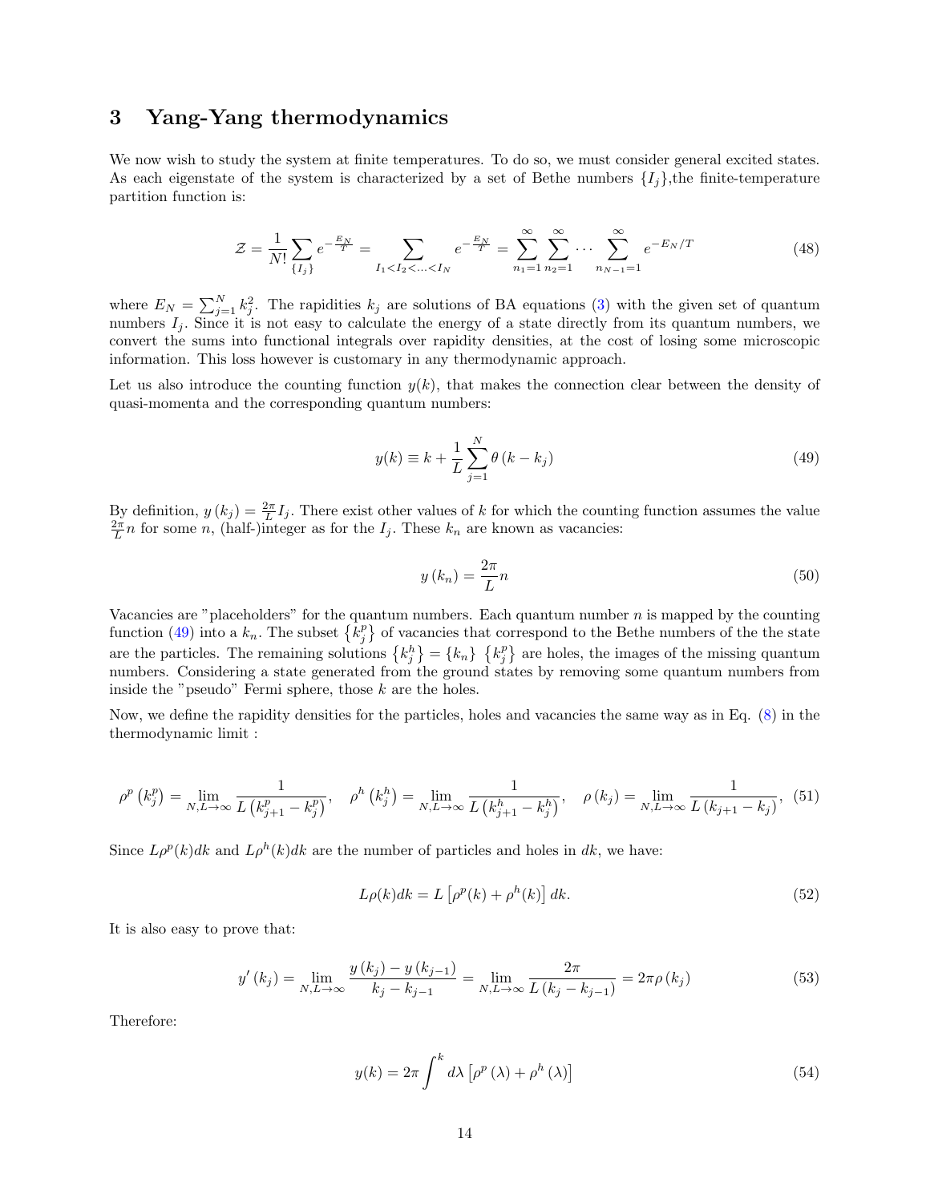## 3 Yang-Yang thermodynamics

We now wish to study the system at finite temperatures. To do so, we must consider general excited states. As each eigenstate of the system is characterized by a set of Bethe numbers $\{I_j\}$,the finite-temperature partition function is:

$$\mathcal{Z}=\frac{1}{N!}\sum_{\{I_j\}}e^{-\frac{E_N}{T}}=\sum_{I_1<I_2<\ldots<I_N}e^{-\frac{E_N}{T}}=\sum_{n_1=1}^{\infty}\sum_{n_2=1}^{\infty}\cdots\sum_{n_{N-1}=1}^{\infty}e^{-E_N/T} \tag{48}$$

where $E_N=\sum_{j=1}^{N}k_j^2$. The rapidities $k_j$ are solutions of BA equations (3) with the given set of quantum numbers $I_j$. Since it is not easy to calculate the energy of a state directly from its quantum numbers, we convert the sums into functional integrals over rapidity densities, at the cost of losing some microscopic information. This loss however is customary in any thermodynamic approach.

Let us also introduce the counting function $y(k)$, that makes the connection clear between the density of quasi-momenta and the corresponding quantum numbers:

$$y(k)\equiv k+\frac{1}{L}\sum_{j=1}^{N}\theta\left(k-k_j\right) \tag{49}$$

By definition, $y\left(k_j\right)=\frac{2\pi}{L}I_j$. There exist other values of $k$ for which the counting function assumes the value $\frac{2\pi}{L}n$ for some $n$, (half-)integer as for the $I_j$. These $k_n$ are known as vacancies:

$$y\left(k_n\right)=\frac{2\pi}{L}n \tag{50}$$

Vacancies are "placeholders" for the quantum numbers. Each quantum number $n$ is mapped by the counting function (49) into a $k_n$. The subset $\left\{k_j^p\right\}$ of vacancies that correspond to the Bethe numbers of the the state are the particles. The remaining solutions $\left\{k_j^h\right\}=\{k_n\}\ \left\{k_j^p\right\}$ are holes, the images of the missing quantum numbers. Considering a state generated from the ground states by removing some quantum numbers from inside the "pseudo" Fermi sphere, those $k$ are the holes.

Now, we define the rapidity densities for the particles, holes and vacancies the same way as in Eq. (8) in the thermodynamic limit :

$$\rho^p\left(k_j^p\right)=\lim_{N,L\to\infty}\frac{1}{L\left(k_{j+1}^p-k_j^p\right)},\quad \rho^h\left(k_j^h\right)=\lim_{N,L\to\infty}\frac{1}{L\left(k_{j+1}^h-k_j^h\right)},\quad \rho\left(k_j\right)=\lim_{N,L\to\infty}\frac{1}{L\left(k_{j+1}-k_j\right)}, \tag{51}$$

Since $L\rho^p(k)dk$ and $L\rho^h(k)dk$ are the number of particles and holes in $dk$, we have:

$$L\rho(k)dk=L\left[\rho^p(k)+\rho^h(k)\right]dk. \tag{52}$$

It is also easy to prove that:

$$y'\left(k_j\right)=\lim_{N,L\to\infty}\frac{y\left(k_j\right)-y\left(k_{j-1}\right)}{k_j-k_{j-1}}=\lim_{N,L\to\infty}\frac{2\pi}{L\left(k_j-k_{j-1}\right)}=2\pi\rho\left(k_j\right) \tag{53}$$

Therefore:

$$y(k)=2\pi\int^{k}d\lambda\left[\rho^p\left(\lambda\right)+\rho^h\left(\lambda\right)\right] \tag{54}$$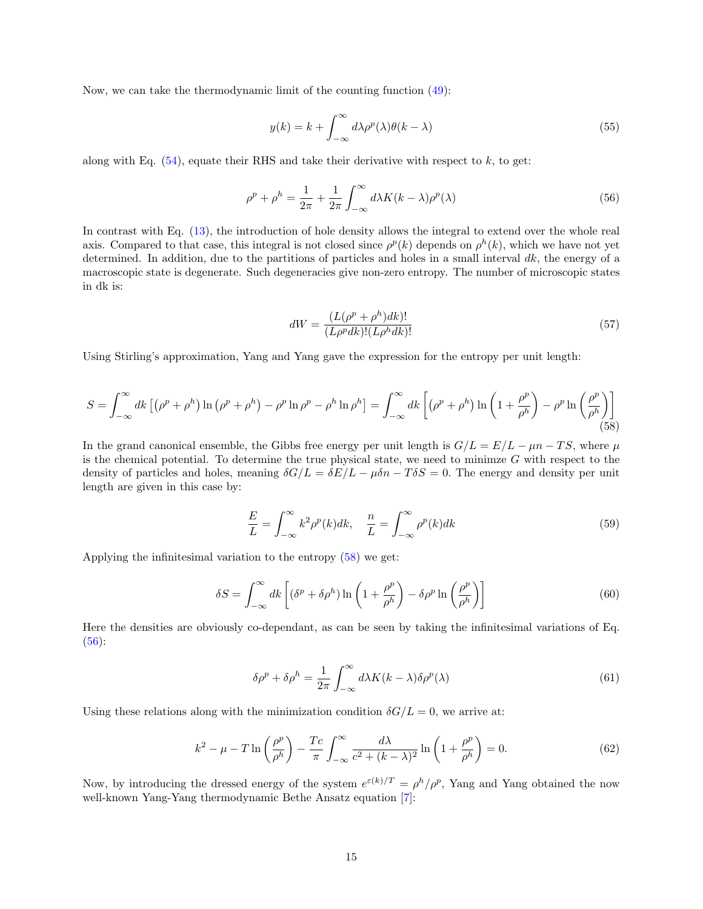Now, we can take the thermodynamic limit of the counting function (49):

$$y(k) = k + \int_{-\infty}^{\infty} d\lambda \rho^p(\lambda)\theta(k-\lambda) \tag{55}$$

along with Eq. (54), equate their RHS and take their derivative with respect to $k$, to get:

$$\rho^p + \rho^h = \frac{1}{2\pi} + \frac{1}{2\pi}\int_{-\infty}^{\infty} d\lambda K(k-\lambda)\rho^p(\lambda) \tag{56}$$

In contrast with Eq. (13), the introduction of hole density allows the integral to extend over the whole real axis. Compared to that case, this integral is not closed since $\rho^p(k)$ depends on $\rho^h(k)$, which we have not yet determined. In addition, due to the partitions of particles and holes in a small interval $dk$, the energy of a macroscopic state is degenerate. Such degeneracies give non-zero entropy. The number of microscopic states in dk is:

$$dW = \frac{(L(\rho^p + \rho^h)dk)!}{(L\rho^p dk)!(L\rho^h dk)!} \tag{57}$$

Using Stirling's approximation, Yang and Yang gave the expression for the entropy per unit length:

$$S = \int_{-\infty}^{\infty} dk \left[\left(\rho^p + \rho^h\right)\ln\left(\rho^p + \rho^h\right) - \rho^p \ln \rho^p - \rho^h \ln \rho^h\right] = \int_{-\infty}^{\infty} dk \left[\left(\rho^p + \rho^h\right)\ln\left(1 + \frac{\rho^p}{\rho^h}\right) - \rho^p \ln\left(\frac{\rho^p}{\rho^h}\right)\right] \tag{58}$$

In the grand canonical ensemble, the Gibbs free energy per unit length is $G/L = E/L - \mu n - TS$, where $\mu$ is the chemical potential. To determine the true physical state, we need to minimze $G$ with respect to the density of particles and holes, meaning $\delta G/L = \delta E/L - \mu\delta n - T\delta S = 0$. The energy and density per unit length are given in this case by:

$$\frac{E}{L} = \int_{-\infty}^{\infty} k^2 \rho^p(k)dk, \quad \frac{n}{L} = \int_{-\infty}^{\infty} \rho^p(k)dk \tag{59}$$

Applying the infinitesimal variation to the entropy (58) we get:

$$\delta S = \int_{-\infty}^{\infty} dk \left[(\delta^p + \delta\rho^h)\ln\left(1 + \frac{\rho^p}{\rho^h}\right) - \delta\rho^p \ln\left(\frac{\rho^p}{\rho^h}\right)\right] \tag{60}$$

Here the densities are obviously co-dependant, as can be seen by taking the infinitesimal variations of Eq. (56):

$$\delta\rho^p + \delta\rho^h = \frac{1}{2\pi}\int_{-\infty}^{\infty} d\lambda K(k-\lambda)\delta\rho^p(\lambda) \tag{61}$$

Using these relations along with the minimization condition $\delta G/L = 0$, we arrive at:

$$k^2 - \mu - T\ln\left(\frac{\rho^p}{\rho^h}\right) - \frac{Tc}{\pi}\int_{-\infty}^{\infty} \frac{d\lambda}{c^2 + (k-\lambda)^2}\ln\left(1 + \frac{\rho^p}{\rho^h}\right) = 0. \tag{62}$$

Now, by introducing the dressed energy of the system $e^{\varepsilon(k)/T} = \rho^h/\rho^p$, Yang and Yang obtained the now well-known Yang-Yang thermodynamic Bethe Ansatz equation [7]: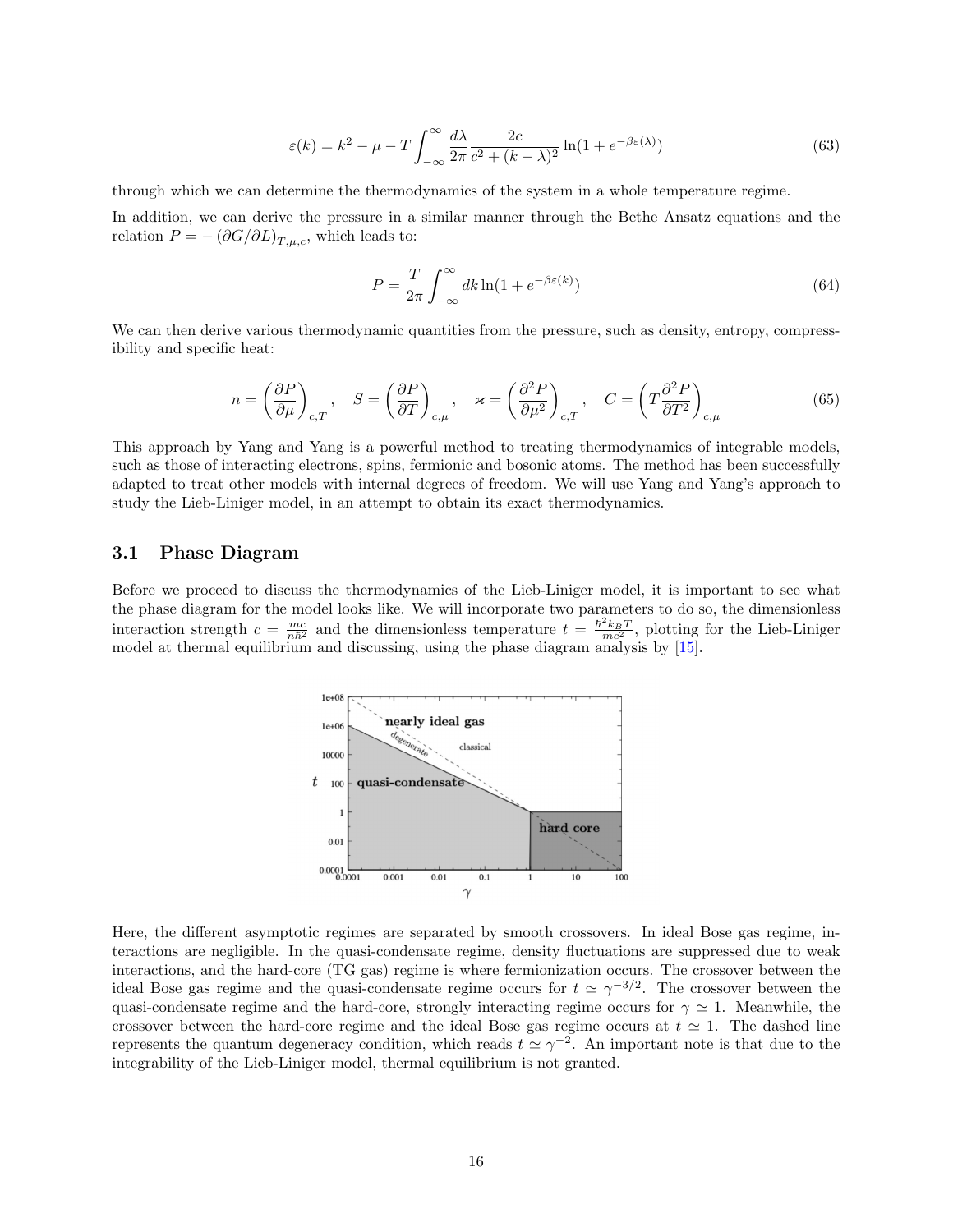$$\varepsilon(k) = k^2 - \mu - T \int_{-\infty}^{\infty} \frac{d\lambda}{2\pi} \frac{2c}{c^2 + (k-\lambda)^2} \ln(1 + e^{-\beta\varepsilon(\lambda)}) \tag{63}$$

through which we can determine the thermodynamics of the system in a whole temperature regime.

In addition, we can derive the pressure in a similar manner through the Bethe Ansatz equations and the relation $P = -\left(\partial G/\partial L\right)_{T,\mu,c}$, which leads to:

$$P = \frac{T}{2\pi} \int_{-\infty}^{\infty} dk \ln(1 + e^{-\beta\varepsilon(k)}) \tag{64}$$

We can then derive various thermodynamic quantities from the pressure, such as density, entropy, compressibility and specific heat:

$$n = \left(\frac{\partial P}{\partial \mu}\right)_{c,T}, \quad S = \left(\frac{\partial P}{\partial T}\right)_{c,\mu}, \quad \varkappa = \left(\frac{\partial^2 P}{\partial \mu^2}\right)_{c,T}, \quad C = \left(T\frac{\partial^2 P}{\partial T^2}\right)_{c,\mu} \tag{65}$$

This approach by Yang and Yang is a powerful method to treating thermodynamics of integrable models, such as those of interacting electrons, spins, fermionic and bosonic atoms. The method has been successfully adapted to treat other models with internal degrees of freedom. We will use Yang and Yang's approach to study the Lieb-Liniger model, in an attempt to obtain its exact thermodynamics.

## 3.1 Phase Diagram

Before we proceed to discuss the thermodynamics of the Lieb-Liniger model, it is important to see what the phase diagram for the model looks like. We will incorporate two parameters to do so, the dimensionless interaction strength $c = \frac{mc}{n\hbar^2}$ and the dimensionless temperature $t = \frac{\hbar^2 k_B T}{mc^2}$, plotting for the Lieb-Liniger model at thermal equilibrium and discussing, using the phase diagram analysis by [15].

Here, the different asymptotic regimes are separated by smooth crossovers. In ideal Bose gas regime, interactions are negligible. In the quasi-condensate regime, density fluctuations are suppressed due to weak interactions, and the hard-core (TG gas) regime is where fermionization occurs. The crossover between the ideal Bose gas regime and the quasi-condensate regime occurs for $t \simeq \gamma^{-3/2}$. The crossover between the quasi-condensate regime and the hard-core, strongly interacting regime occurs for $\gamma \simeq 1$. Meanwhile, the crossover between the hard-core regime and the ideal Bose gas regime occurs at $t \simeq 1$. The dashed line represents the quantum degeneracy condition, which reads $t \simeq \gamma^{-2}$. An important note is that due to the integrability of the Lieb-Liniger model, thermal equilibrium is not granted.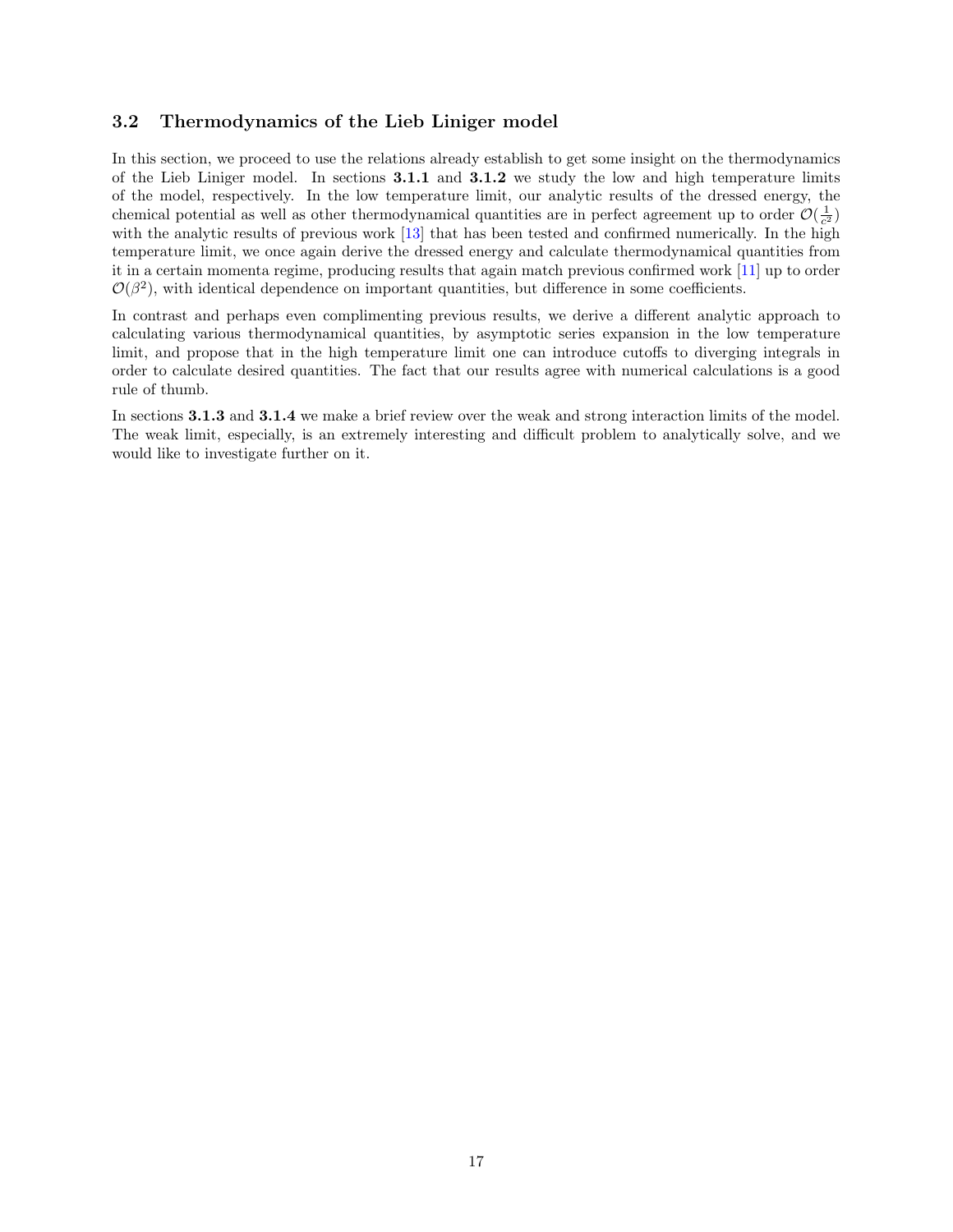### 3.2 Thermodynamics of the Lieb Liniger model

In this section, we proceed to use the relations already establish to get some insight on the thermodynamics of the Lieb Liniger model. In sections **3.1.1** and **3.1.2** we study the low and high temperature limits of the model, respectively. In the low temperature limit, our analytic results of the dressed energy, the chemical potential as well as other thermodynamical quantities are in perfect agreement up to order $\mathcal{O}(\frac{1}{c^2})$ with the analytic results of previous work [13] that has been tested and confirmed numerically. In the high temperature limit, we once again derive the dressed energy and calculate thermodynamical quantities from it in a certain momenta regime, producing results that again match previous confirmed work [11] up to order $\mathcal{O}(\beta^2)$, with identical dependence on important quantities, but difference in some coefficients.

In contrast and perhaps even complimenting previous results, we derive a different analytic approach to calculating various thermodynamical quantities, by asymptotic series expansion in the low temperature limit, and propose that in the high temperature limit one can introduce cutoffs to diverging integrals in order to calculate desired quantities. The fact that our results agree with numerical calculations is a good rule of thumb.

In sections **3.1.3** and **3.1.4** we make a brief review over the weak and strong interaction limits of the model. The weak limit, especially, is an extremely interesting and difficult problem to analytically solve, and we would like to investigate further on it.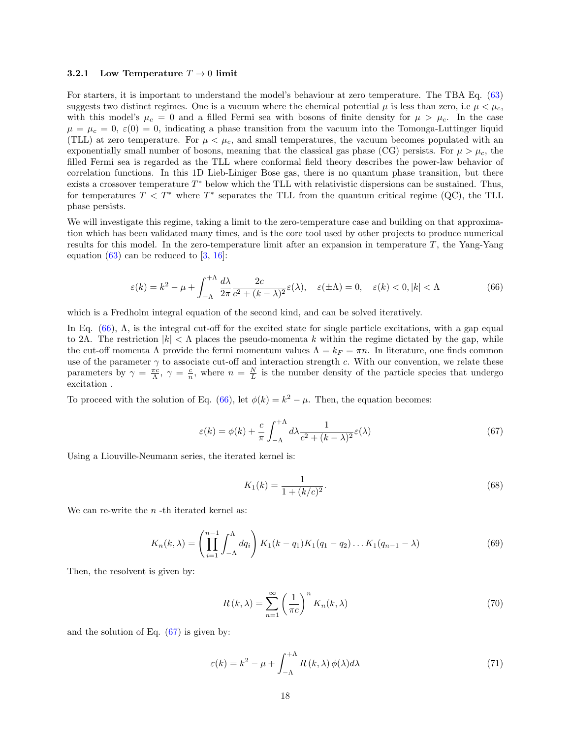#### 3.2.1 Low Temperature $T \to 0$ limit

For starters, it is important to understand the model's behaviour at zero temperature. The TBA Eq. (63) suggests two distinct regimes. One is a vacuum where the chemical potential $\mu$ is less than zero, i.e $\mu < \mu_c$, with this model's $\mu_c = 0$ and a filled Fermi sea with bosons of finite density for $\mu > \mu_c$. In the case $\mu = \mu_c = 0$, $\varepsilon(0) = 0$, indicating a phase transition from the vacuum into the Tomonga-Luttinger liquid (TLL) at zero temperature. For $\mu < \mu_c$, and small temperatures, the vacuum becomes populated with an exponentially small number of bosons, meaning that the classical gas phase (CG) persists. For $\mu > \mu_c$, the filled Fermi sea is regarded as the TLL where conformal field theory describes the power-law behavior of correlation functions. In this 1D Lieb-Liniger Bose gas, there is no quantum phase transition, but there exists a crossover temperature $T^*$ below which the TLL with relativistic dispersions can be sustained. Thus, for temperatures $T < T^*$ where $T^*$ separates the TLL from the quantum critical regime (QC), the TLL phase persists.

We will investigate this regime, taking a limit to the zero-temperature case and building on that approximation which has been validated many times, and is the core tool used by other projects to produce numerical results for this model. In the zero-temperature limit after an expansion in temperature $T$, the Yang-Yang equation (63) can be reduced to [3, 16]:

$$\varepsilon(k) = k^2 - \mu + \int_{-\Lambda}^{+\Lambda} \frac{d\lambda}{2\pi} \frac{2c}{c^2 + (k-\lambda)^2} \varepsilon(\lambda), \quad \varepsilon(\pm\Lambda) = 0, \quad \varepsilon(k) < 0, |k| < \Lambda \tag{66}$$

which is a Fredholm integral equation of the second kind, and can be solved iteratively.

In Eq. (66), $\Lambda$, is the integral cut-off for the excited state for single particle excitations, with a gap equal to $2\Lambda$. The restriction $|k| < \Lambda$ places the pseudo-momenta $k$ within the regime dictated by the gap, while the cut-off momenta $\Lambda$ provide the fermi momentum values $\Lambda = k_F = \pi n$. In literature, one finds common use of the parameter $\gamma$ to associate cut-off and interaction strength $c$. With our convention, we relate these parameters by $\gamma = \frac{\pi c}{\Lambda}$, $\gamma = \frac{c}{n}$, where $n = \frac{N}{L}$ is the number density of the particle species that undergo excitation .

To proceed with the solution of Eq. (66), let $\phi(k) = k^2 - \mu$. Then, the equation becomes:

$$\varepsilon(k) = \phi(k) + \frac{c}{\pi} \int_{-\Lambda}^{+\Lambda} d\lambda \frac{1}{c^2 + (k-\lambda)^2} \varepsilon(\lambda) \tag{67}$$

Using a Liouville-Neumann series, the iterated kernel is:

$$K_1(k) = \frac{1}{1 + (k/c)^2}. \tag{68}$$

We can re-write the $n$ -th iterated kernel as:

$$K_n(k, \lambda) = \left( \prod_{i=1}^{n-1} \int_{-\Lambda}^{\Lambda} dq_i \right) K_1(k - q_1) K_1(q_1 - q_2) \dots K_1(q_{n-1} - \lambda) \tag{69}$$

Then, the resolvent is given by:

$$R(k, \lambda) = \sum_{n=1}^{\infty} \left( \frac{1}{\pi c} \right)^n K_n(k, \lambda) \tag{70}$$

and the solution of Eq. (67) is given by:

$$\varepsilon(k) = k^2 - \mu + \int_{-\Lambda}^{+\Lambda} R(k, \lambda) \phi(\lambda) d\lambda \tag{71}$$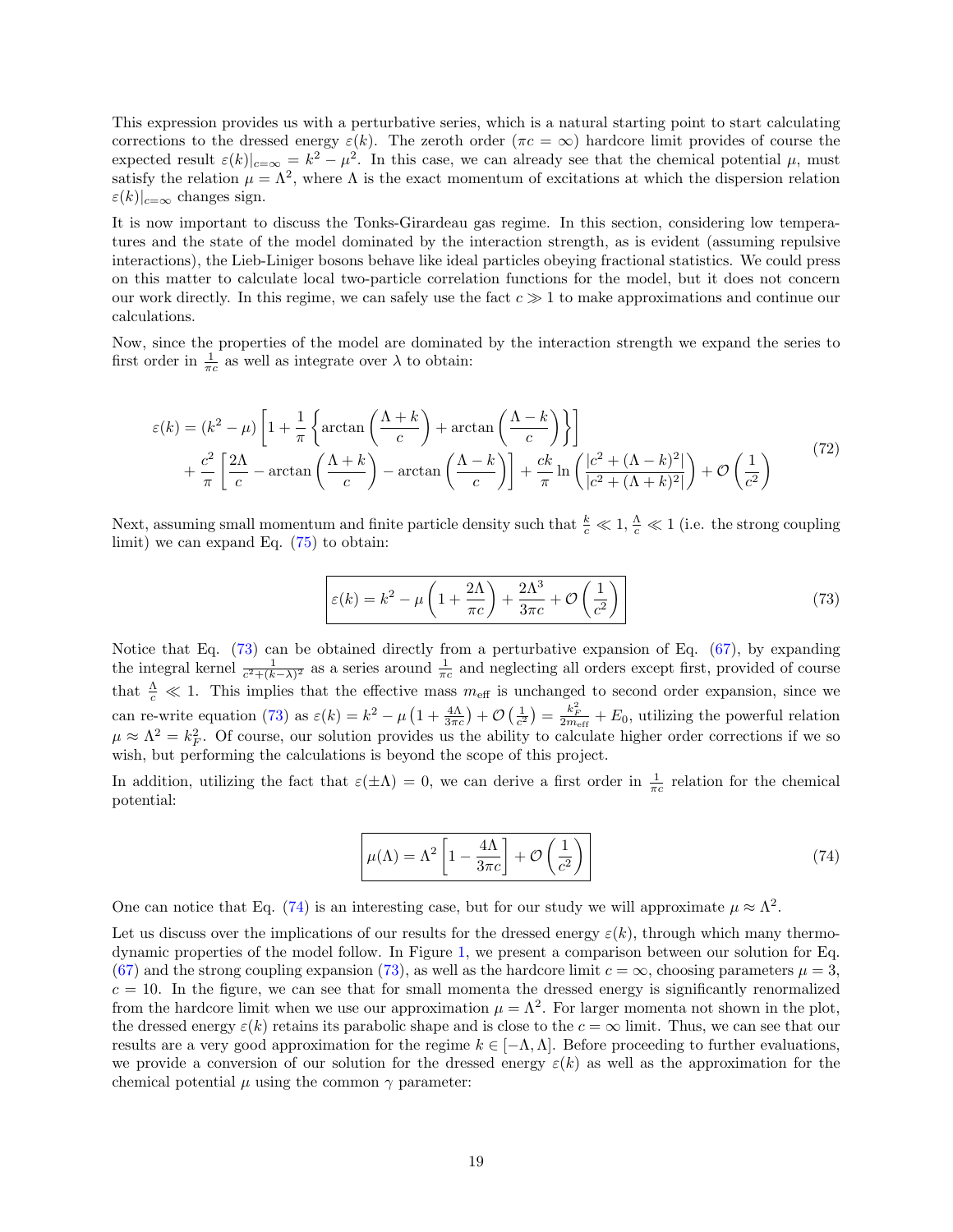This expression provides us with a perturbative series, which is a natural starting point to start calculating corrections to the dressed energy $\varepsilon(k)$. The zeroth order ($\pi c = \infty$) hardcore limit provides of course the expected result $\varepsilon(k)|_{c=\infty} = k^2 - \mu^2$. In this case, we can already see that the chemical potential $\mu$, must satisfy the relation $\mu = \Lambda^2$, where $\Lambda$ is the exact momentum of excitations at which the dispersion relation $\varepsilon(k)|_{c=\infty}$ changes sign.

It is now important to discuss the Tonks-Girardeau gas regime. In this section, considering low temperatures and the state of the model dominated by the interaction strength, as is evident (assuming repulsive interactions), the Lieb-Liniger bosons behave like ideal particles obeying fractional statistics. We could press on this matter to calculate local two-particle correlation functions for the model, but it does not concern our work directly. In this regime, we can safely use the fact $c \gg 1$ to make approximations and continue our calculations.

Now, since the properties of the model are dominated by the interaction strength we expand the series to first order in $\frac{1}{\pi c}$ as well as integrate over $\lambda$ to obtain:

$$
\begin{aligned}
\varepsilon(k) &= (k^2 - \mu)\left[1 + \frac{1}{\pi}\left\{\arctan\left(\frac{\Lambda + k}{c}\right) + \arctan\left(\frac{\Lambda - k}{c}\right)\right\}\right] \\
&\quad + \frac{c^2}{\pi}\left[\frac{2\Lambda}{c} - \arctan\left(\frac{\Lambda + k}{c}\right) - \arctan\left(\frac{\Lambda - k}{c}\right)\right] + \frac{ck}{\pi}\ln\left(\frac{|c^2 + (\Lambda - k)^2|}{|c^2 + (\Lambda + k)^2|}\right) + \mathcal{O}\left(\frac{1}{c^2}\right)
\end{aligned}
\tag{72}
$$

Next, assuming small momentum and finite particle density such that $\frac{k}{c} \ll 1$, $\frac{\Lambda}{c} \ll 1$ (i.e. the strong coupling limit) we can expand Eq. (75) to obtain:

$$
\boxed{\varepsilon(k) = k^2 - \mu\left(1 + \frac{2\Lambda}{\pi c}\right) + \frac{2\Lambda^3}{3\pi c} + \mathcal{O}\left(\frac{1}{c^2}\right)}
\tag{73}
$$

Notice that Eq. (73) can be obtained directly from a perturbative expansion of Eq. (67), by expanding the integral kernel $\frac{1}{c^2 + (k-\lambda)^2}$ as a series around $\frac{1}{\pi c}$ and neglecting all orders except first, provided of course that $\frac{\Lambda}{c} \ll 1$. This implies that the effective mass $m_{\text{eff}}$ is unchanged to second order expansion, since we can re-write equation (73) as $\varepsilon(k) = k^2 - \mu\left(1 + \frac{4\Lambda}{3\pi c}\right) + \mathcal{O}\left(\frac{1}{c^2}\right) = \frac{k_F^2}{2m_{\text{eff}}} + E_0$, utilizing the powerful relation $\mu \approx \Lambda^2 = k_F^2$. Of course, our solution provides us the ability to calculate higher order corrections if we so wish, but performing the calculations is beyond the scope of this project.

In addition, utilizing the fact that $\varepsilon(\pm\Lambda) = 0$, we can derive a first order in $\frac{1}{\pi c}$ relation for the chemical potential:

$$
\boxed{\mu(\Lambda) = \Lambda^2\left[1 - \frac{4\Lambda}{3\pi c}\right] + \mathcal{O}\left(\frac{1}{c^2}\right)}
\tag{74}
$$

One can notice that Eq. (74) is an interesting case, but for our study we will approximate $\mu \approx \Lambda^2$.

Let us discuss over the implications of our results for the dressed energy $\varepsilon(k)$, through which many thermodynamic properties of the model follow. In Figure 1, we present a comparison between our solution for Eq. (67) and the strong coupling expansion (73), as well as the hardcore limit $c = \infty$, choosing parameters $\mu = 3$, $c = 10$. In the figure, we can see that for small momenta the dressed energy is significantly renormalized from the hardcore limit when we use our approximation $\mu = \Lambda^2$. For larger momenta not shown in the plot, the dressed energy $\varepsilon(k)$ retains its parabolic shape and is close to the $c = \infty$ limit. Thus, we can see that our results are a very good approximation for the regime $k \in [-\Lambda, \Lambda]$. Before proceeding to further evaluations, we provide a conversion of our solution for the dressed energy $\varepsilon(k)$ as well as the approximation for the chemical potential $\mu$ using the common $\gamma$ parameter: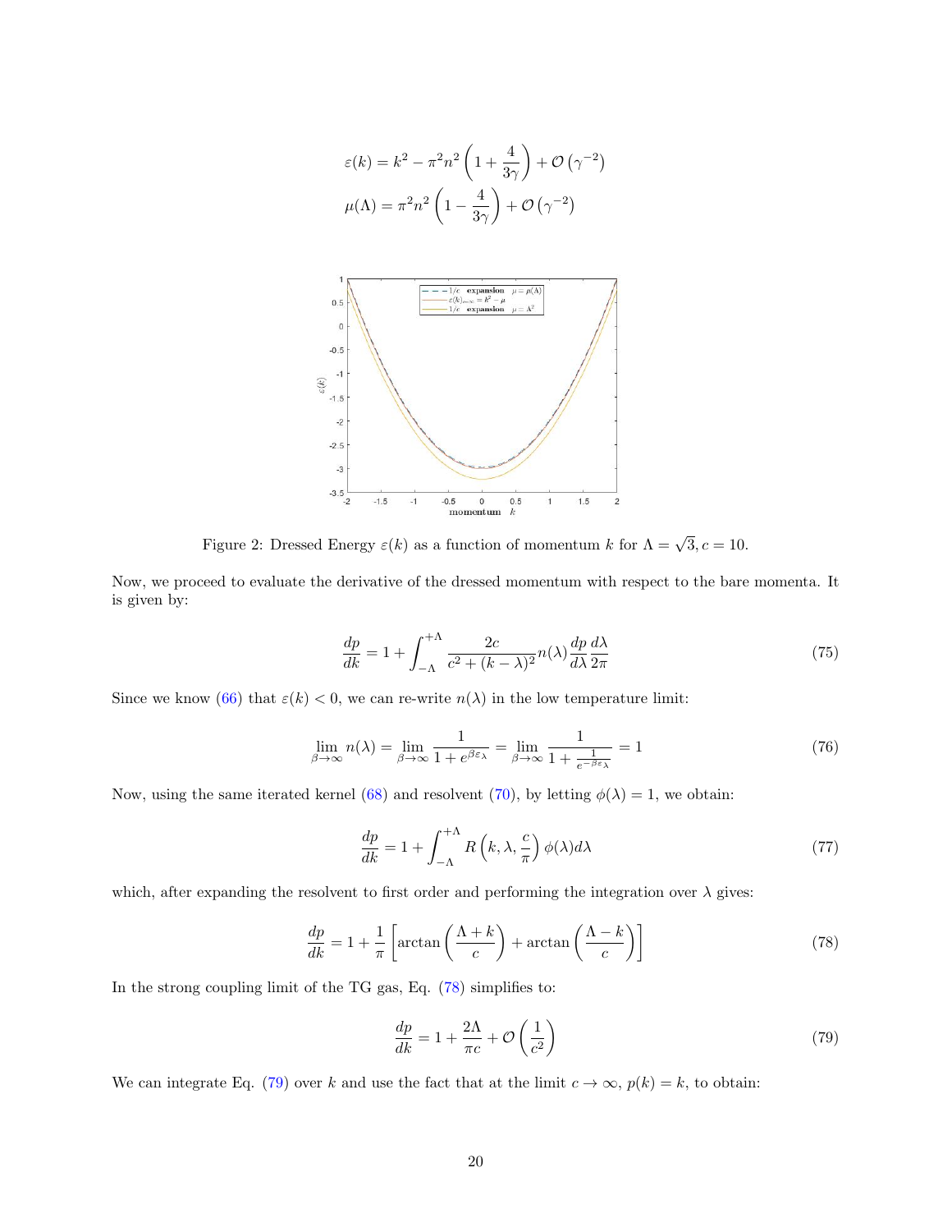$$
\varepsilon(k) = k^2 - \pi^2 n^2 \left(1 + \frac{4}{3\gamma}\right) + \mathcal{O}\left(\gamma^{-2}\right)
$$

$$
\mu(\Lambda) = \pi^2 n^2 \left(1 - \frac{4}{3\gamma}\right) + \mathcal{O}\left(\gamma^{-2}\right)
$$

Figure 2: Dressed Energy $\varepsilon(k)$ as a function of momentum $k$ for $\Lambda = \sqrt{3}, c = 10$.

Now, we proceed to evaluate the derivative of the dressed momentum with respect to the bare momenta. It is given by:

$$
\frac{dp}{dk} = 1 + \int_{-\Lambda}^{+\Lambda} \frac{2c}{c^2 + (k-\lambda)^2} n(\lambda) \frac{dp}{d\lambda} \frac{d\lambda}{2\pi} \tag{75}
$$

Since we know (66) that $\varepsilon(k) < 0$, we can re-write $n(\lambda)$ in the low temperature limit:

$$
\lim_{\beta\to\infty} n(\lambda) = \lim_{\beta\to\infty} \frac{1}{1 + e^{\beta\varepsilon_\lambda}} = \lim_{\beta\to\infty} \frac{1}{1 + \frac{1}{e^{-\beta\varepsilon_\lambda}}} = 1 \tag{76}
$$

Now, using the same iterated kernel (68) and resolvent (70), by letting $\phi(\lambda) = 1$, we obtain:

$$
\frac{dp}{dk} = 1 + \int_{-\Lambda}^{+\Lambda} R\left(k, \lambda, \frac{c}{\pi}\right) \phi(\lambda) d\lambda \tag{77}
$$

which, after expanding the resolvent to first order and performing the integration over $\lambda$ gives:

$$
\frac{dp}{dk} = 1 + \frac{1}{\pi}\left[\arctan\left(\frac{\Lambda + k}{c}\right) + \arctan\left(\frac{\Lambda - k}{c}\right)\right] \tag{78}
$$

In the strong coupling limit of the TG gas, Eq. (78) simplifies to:

$$
\frac{dp}{dk} = 1 + \frac{2\Lambda}{\pi c} + \mathcal{O}\left(\frac{1}{c^2}\right) \tag{79}
$$

We can integrate Eq. (79) over $k$ and use the fact that at the limit $c \to \infty$, $p(k) = k$, to obtain: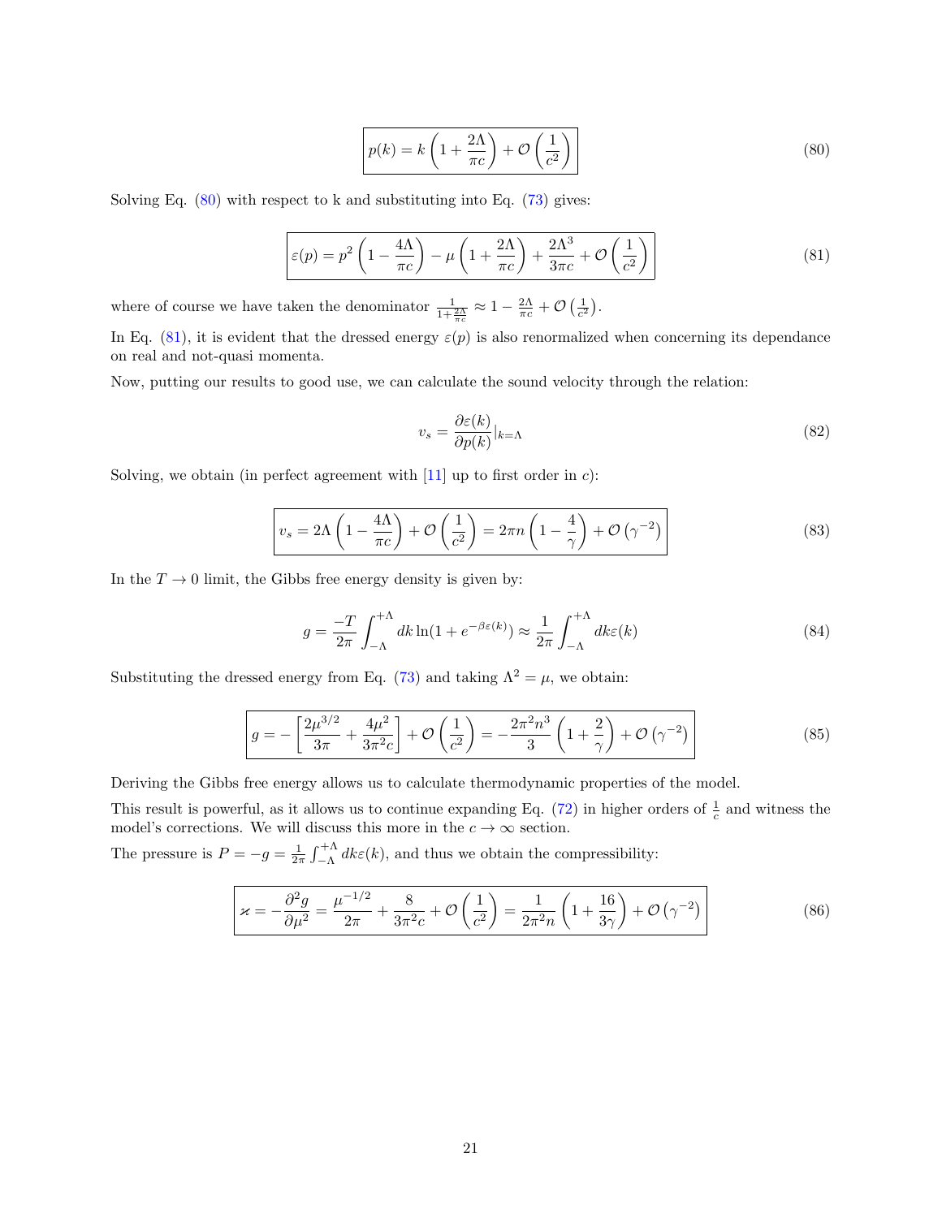$$\boxed{p(k) = k\left(1 + \frac{2\Lambda}{\pi c}\right) + \mathcal{O}\left(\frac{1}{c^2}\right)} \tag{80}$$

Solving Eq. (80) with respect to k and substituting into Eq. (73) gives:

$$\boxed{\varepsilon(p) = p^2\left(1 - \frac{4\Lambda}{\pi c}\right) - \mu\left(1 + \frac{2\Lambda}{\pi c}\right) + \frac{2\Lambda^3}{3\pi c} + \mathcal{O}\left(\frac{1}{c^2}\right)} \tag{81}$$

where of course we have taken the denominator $\frac{1}{1+\frac{2\Lambda}{\pi c}} \approx 1 - \frac{2\Lambda}{\pi c} + \mathcal{O}\left(\frac{1}{c^2}\right)$.

In Eq. (81), it is evident that the dressed energy $\varepsilon(p)$ is also renormalized when concerning its dependance on real and not-quasi momenta.

Now, putting our results to good use, we can calculate the sound velocity through the relation:

$$v_s = \frac{\partial\varepsilon(k)}{\partial p(k)}|_{k=\Lambda} \tag{82}$$

Solving, we obtain (in perfect agreement with [11] up to first order in $c$):

$$\boxed{v_s = 2\Lambda\left(1 - \frac{4\Lambda}{\pi c}\right) + \mathcal{O}\left(\frac{1}{c^2}\right) = 2\pi n\left(1 - \frac{4}{\gamma}\right) + \mathcal{O}\left(\gamma^{-2}\right)} \tag{83}$$

In the $T \to 0$ limit, the Gibbs free energy density is given by:

$$g = \frac{-T}{2\pi}\int_{-\Lambda}^{+\Lambda} dk \ln(1 + e^{-\beta\varepsilon(k)}) \approx \frac{1}{2\pi}\int_{-\Lambda}^{+\Lambda} dk\varepsilon(k) \tag{84}$$

Substituting the dressed energy from Eq. (73) and taking $\Lambda^2 = \mu$, we obtain:

$$\boxed{g = -\left[\frac{2\mu^{3/2}}{3\pi} + \frac{4\mu^2}{3\pi^2 c}\right] + \mathcal{O}\left(\frac{1}{c^2}\right) = -\frac{2\pi^2 n^3}{3}\left(1 + \frac{2}{\gamma}\right) + \mathcal{O}\left(\gamma^{-2}\right)} \tag{85}$$

Deriving the Gibbs free energy allows us to calculate thermodynamic properties of the model.

This result is powerful, as it allows us to continue expanding Eq. (72) in higher orders of $\frac{1}{c}$ and witness the model's corrections. We will discuss this more in the $c \to \infty$ section.

The pressure is $P = -g = \frac{1}{2\pi}\int_{-\Lambda}^{+\Lambda} dk\varepsilon(k)$, and thus we obtain the compressibility:

$$\boxed{\varkappa = -\frac{\partial^2 g}{\partial\mu^2} = \frac{\mu^{-1/2}}{2\pi} + \frac{8}{3\pi^2 c} + \mathcal{O}\left(\frac{1}{c^2}\right) = \frac{1}{2\pi^2 n}\left(1 + \frac{16}{3\gamma}\right) + \mathcal{O}\left(\gamma^{-2}\right)} \tag{86}$$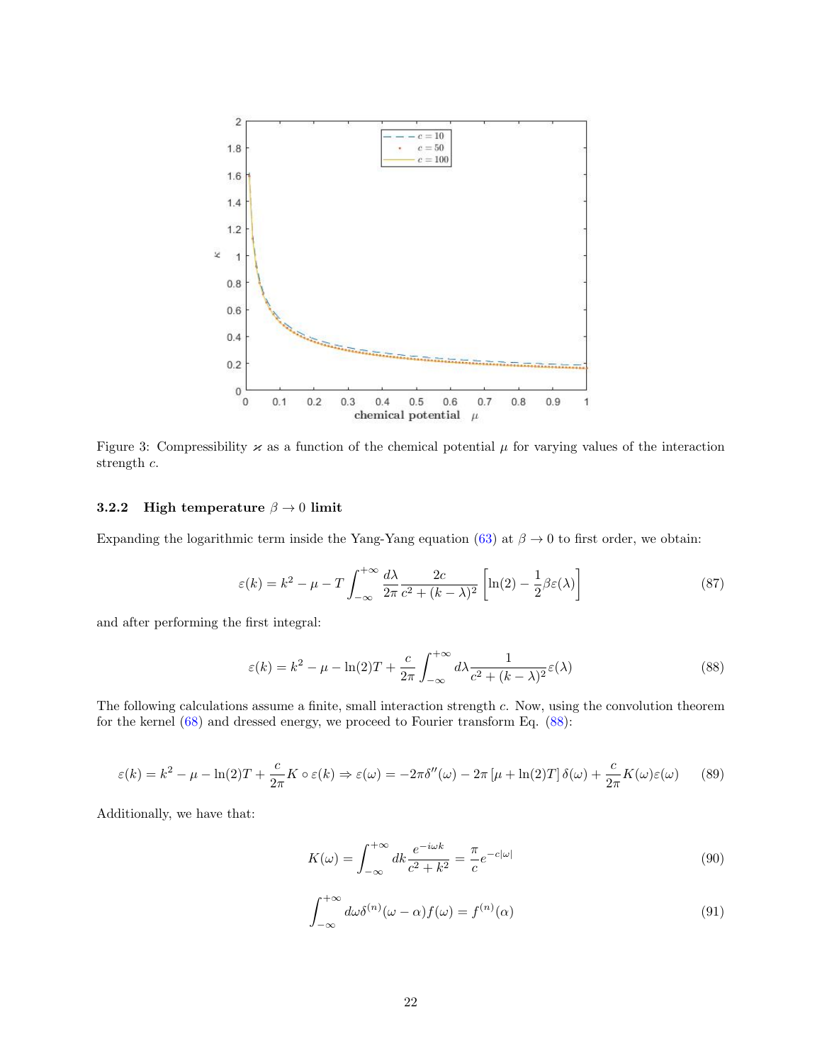Figure 3: Compressibility $\varkappa$ as a function of the chemical potential $\mu$ for varying values of the interaction strength $c$.

#### 3.2.2 High temperature $\beta \to 0$ limit

Expanding the logarithmic term inside the Yang-Yang equation (63) at $\beta \to 0$ to first order, we obtain:

$$\varepsilon(k) = k^2 - \mu - T \int_{-\infty}^{+\infty} \frac{d\lambda}{2\pi} \frac{2c}{c^2 + (k-\lambda)^2} \left[ \ln(2) - \frac{1}{2}\beta\varepsilon(\lambda) \right] \tag{87}$$

and after performing the first integral:

$$\varepsilon(k) = k^2 - \mu - \ln(2)T + \frac{c}{2\pi} \int_{-\infty}^{+\infty} d\lambda \frac{1}{c^2 + (k-\lambda)^2} \varepsilon(\lambda) \tag{88}$$

The following calculations assume a finite, small interaction strength $c$. Now, using the convolution theorem for the kernel (68) and dressed energy, we proceed to Fourier transform Eq. (88):

$$\varepsilon(k) = k^2 - \mu - \ln(2)T + \frac{c}{2\pi} K \circ \varepsilon(k) \Rightarrow \varepsilon(\omega) = -2\pi\delta''(\omega) - 2\pi \left[\mu + \ln(2)T\right] \delta(\omega) + \frac{c}{2\pi} K(\omega)\varepsilon(\omega) \tag{89}$$

Additionally, we have that:

$$K(\omega) = \int_{-\infty}^{+\infty} dk \frac{e^{-i\omega k}}{c^2 + k^2} = \frac{\pi}{c} e^{-c|\omega|} \tag{90}$$

$$\int_{-\infty}^{+\infty} d\omega \delta^{(n)}(\omega - \alpha) f(\omega) = f^{(n)}(\alpha) \tag{91}$$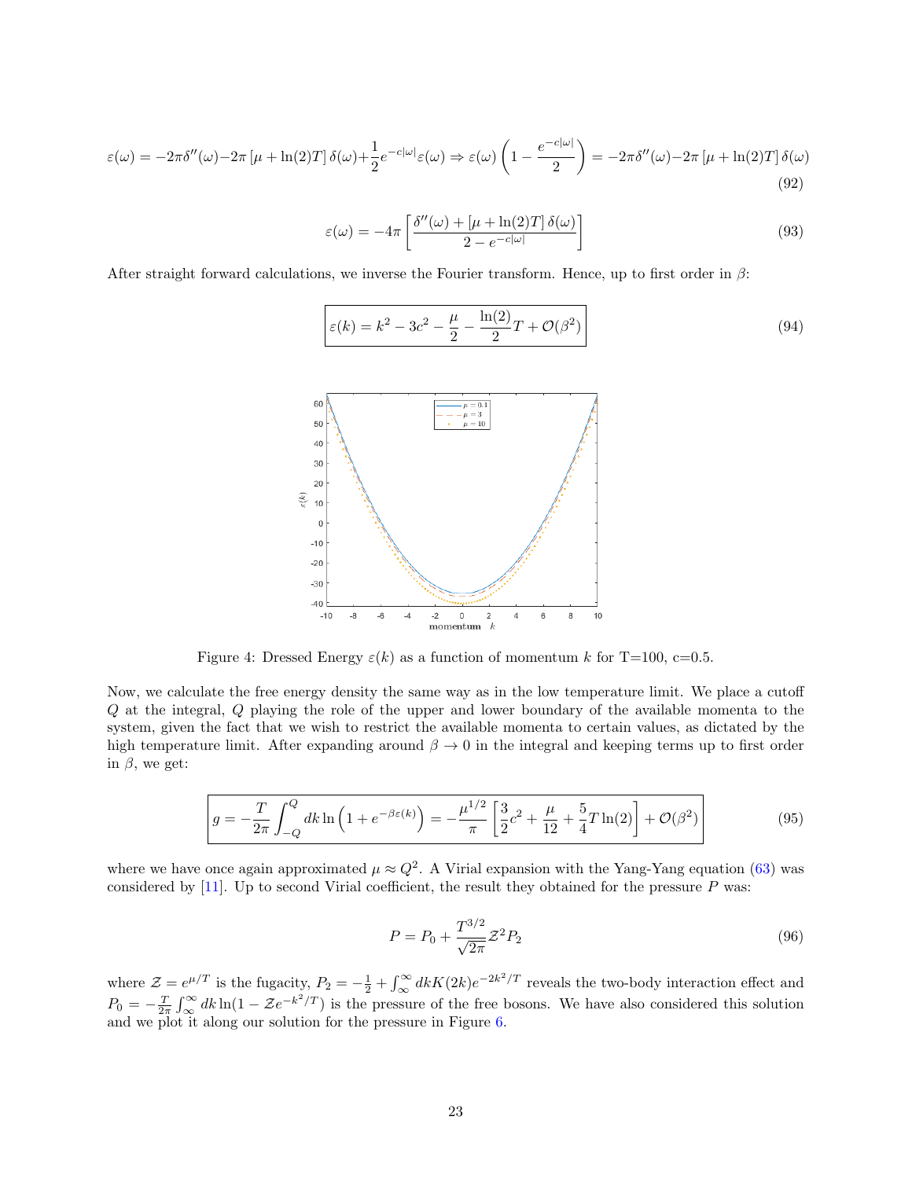$$\varepsilon(\omega) = -2\pi\delta''(\omega) - 2\pi\left[\mu + \ln(2)T\right]\delta(\omega) + \frac{1}{2}e^{-c|\omega|}\varepsilon(\omega) \Rightarrow \varepsilon(\omega)\left(1 - \frac{e^{-c|\omega|}}{2}\right) = -2\pi\delta''(\omega) - 2\pi\left[\mu + \ln(2)T\right]\delta(\omega) \tag{92}$$

$$\varepsilon(\omega) = -4\pi\left[\frac{\delta''(\omega) + \left[\mu + \ln(2)T\right]\delta(\omega)}{2 - e^{-c|\omega|}}\right] \tag{93}$$

After straight forward calculations, we inverse the Fourier transform. Hence, up to first order in $\beta$:

$$\boxed{\varepsilon(k) = k^2 - 3c^2 - \frac{\mu}{2} - \frac{\ln(2)}{2}T + \mathcal{O}(\beta^2)} \tag{94}$$

Figure 4: Dressed Energy $\varepsilon(k)$ as a function of momentum $k$ for T=100, c=0.5.

Now, we calculate the free energy density the same way as in the low temperature limit. We place a cutoff $Q$ at the integral, $Q$ playing the role of the upper and lower boundary of the available momenta to the system, given the fact that we wish to restrict the available momenta to certain values, as dictated by the high temperature limit. After expanding around $\beta \to 0$ in the integral and keeping terms up to first order in $\beta$, we get:

$$\boxed{g = -\frac{T}{2\pi}\int_{-Q}^{Q} dk \ln\left(1 + e^{-\beta\varepsilon(k)}\right) = -\frac{\mu^{1/2}}{\pi}\left[\frac{3}{2}c^2 + \frac{\mu}{12} + \frac{5}{4}T\ln(2)\right] + \mathcal{O}(\beta^2)} \tag{95}$$

where we have once again approximated $\mu \approx Q^2$. A Virial expansion with the Yang-Yang equation (63) was considered by [11]. Up to second Virial coefficient, the result they obtained for the pressure $P$ was:

$$P = P_0 + \frac{T^{3/2}}{\sqrt{2\pi}}\mathcal{Z}^2 P_2 \tag{96}$$

where $\mathcal{Z} = e^{\mu/T}$ is the fugacity, $P_2 = -\frac{1}{2} + \int_{\infty}^{\infty} dk K(2k) e^{-2k^2/T}$ reveals the two-body interaction effect and $P_0 = -\frac{T}{2\pi}\int_{\infty}^{\infty} dk \ln(1 - \mathcal{Z}e^{-k^2/T})$ is the pressure of the free bosons. We have also considered this solution and we plot it along our solution for the pressure in Figure 6.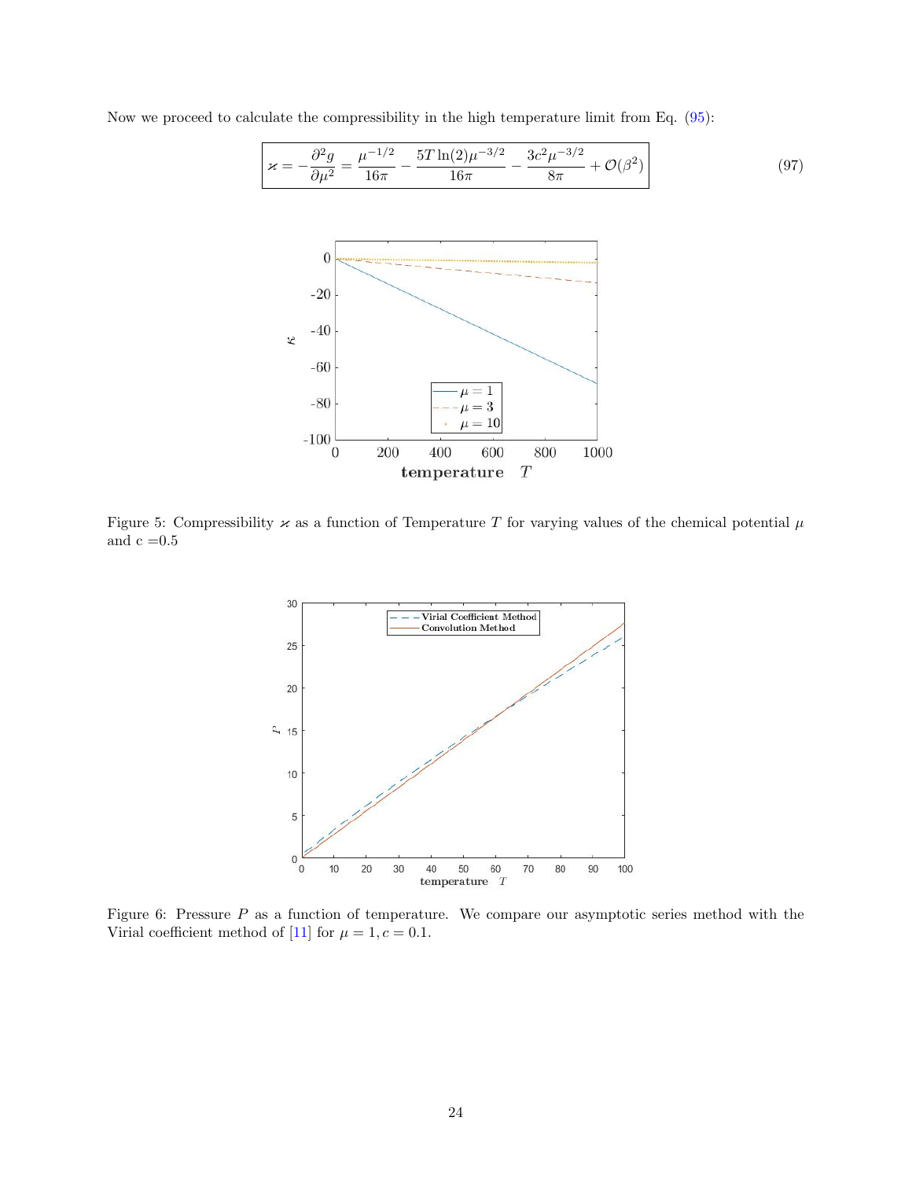Now we proceed to calculate the compressibility in the high temperature limit from Eq. (95):

$$\boxed{\varkappa = -\frac{\partial^2 g}{\partial \mu^2} = \frac{\mu^{-1/2}}{16\pi} - \frac{5T\ln(2)\mu^{-3/2}}{16\pi} - \frac{3c^2\mu^{-3/2}}{8\pi} + \mathcal{O}(\beta^2)} \tag{97}$$

Figure 5: Compressibility $\varkappa$ as a function of Temperature $T$ for varying values of the chemical potential $\mu$ and c =0.5

Figure 6: Pressure $P$ as a function of temperature. We compare our asymptotic series method with the Virial coefficient method of [11] for $\mu = 1, c = 0.1$.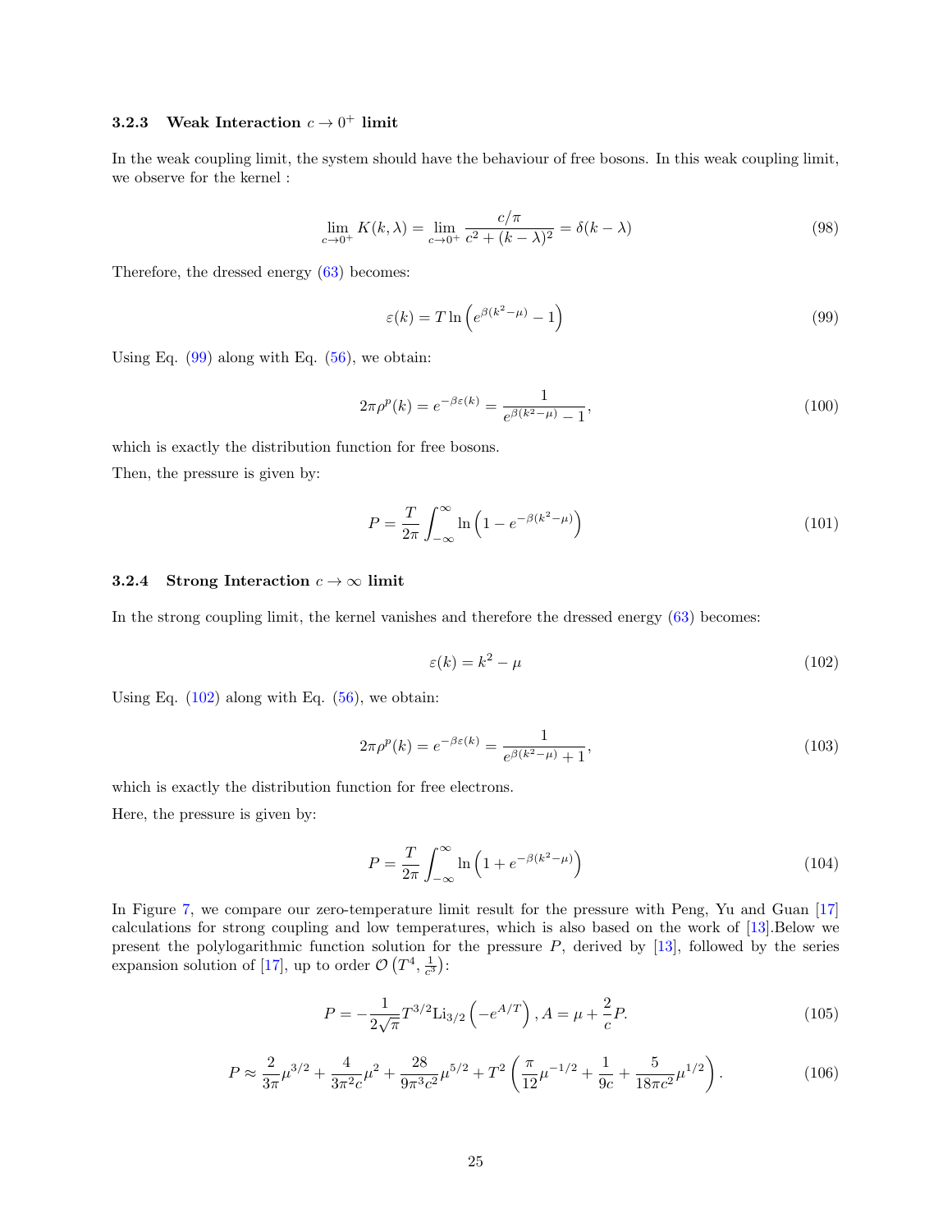### 3.2.3 Weak Interaction $c \to 0^+$ limit

In the weak coupling limit, the system should have the behaviour of free bosons. In this weak coupling limit, we observe for the kernel :

$$\lim_{c\to 0^+} K(k,\lambda) = \lim_{c\to 0^+} \frac{c/\pi}{c^2 + (k-\lambda)^2} = \delta(k-\lambda) \tag{98}$$

Therefore, the dressed energy (63) becomes:

$$\varepsilon(k) = T \ln\left(e^{\beta(k^2-\mu)} - 1\right) \tag{99}$$

Using Eq. (99) along with Eq. (56), we obtain:

$$2\pi\rho^p(k) = e^{-\beta\varepsilon(k)} = \frac{1}{e^{\beta(k^2-\mu)} - 1}, \tag{100}$$

which is exactly the distribution function for free bosons.

Then, the pressure is given by:

$$P = \frac{T}{2\pi}\int_{-\infty}^{\infty} \ln\left(1 - e^{-\beta(k^2-\mu)}\right) \tag{101}$$

### 3.2.4 Strong Interaction $c \to \infty$ limit

In the strong coupling limit, the kernel vanishes and therefore the dressed energy (63) becomes:

$$\varepsilon(k) = k^2 - \mu \tag{102}$$

Using Eq. (102) along with Eq. (56), we obtain:

$$2\pi\rho^p(k) = e^{-\beta\varepsilon(k)} = \frac{1}{e^{\beta(k^2-\mu)} + 1}, \tag{103}$$

which is exactly the distribution function for free electrons.

Here, the pressure is given by:

$$P = \frac{T}{2\pi}\int_{-\infty}^{\infty} \ln\left(1 + e^{-\beta(k^2-\mu)}\right) \tag{104}$$

In Figure 7, we compare our zero-temperature limit result for the pressure with Peng, Yu and Guan [17] calculations for strong coupling and low temperatures, which is also based on the work of [13].Below we present the polylogarithmic function solution for the pressure $P$, derived by [13], followed by the series expansion solution of [17], up to order $\mathcal{O}\left(T^4, \frac{1}{c^3}\right)$:

$$P = -\frac{1}{2\sqrt{\pi}} T^{3/2} \mathrm{Li}_{3/2}\left(-e^{A/T}\right), A = \mu + \frac{2}{c}P. \tag{105}$$

$$P \approx \frac{2}{3\pi}\mu^{3/2} + \frac{4}{3\pi^2 c}\mu^2 + \frac{28}{9\pi^3 c^2}\mu^{5/2} + T^2\left(\frac{\pi}{12}\mu^{-1/2} + \frac{1}{9c} + \frac{5}{18\pi c^2}\mu^{1/2}\right). \tag{106}$$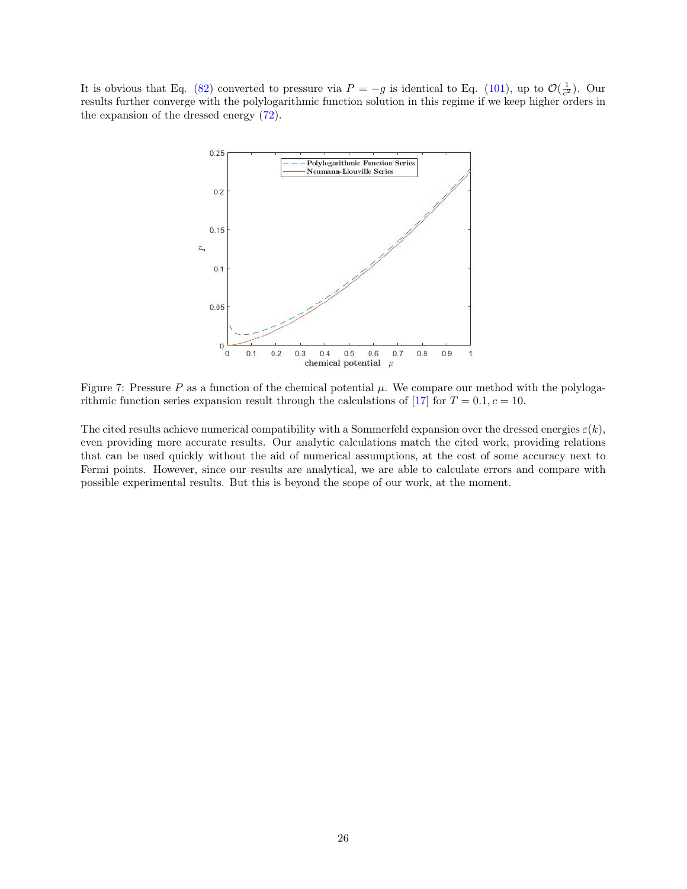It is obvious that Eq. (82) converted to pressure via $P = -g$ is identical to Eq. (101), up to $\mathcal{O}(\frac{1}{c^2})$. Our results further converge with the polylogarithmic function solution in this regime if we keep higher orders in the expansion of the dressed energy (72).

Figure 7: Pressure $P$ as a function of the chemical potential $\mu$. We compare our method with the polylogarithmic function series expansion result through the calculations of [17] for $T = 0.1, c = 10$.

The cited results achieve numerical compatibility with a Sommerfeld expansion over the dressed energies $\varepsilon(k)$, even providing more accurate results. Our analytic calculations match the cited work, providing relations that can be used quickly without the aid of numerical assumptions, at the cost of some accuracy next to Fermi points. However, since our results are analytical, we are able to calculate errors and compare with possible experimental results. But this is beyond the scope of our work, at the moment.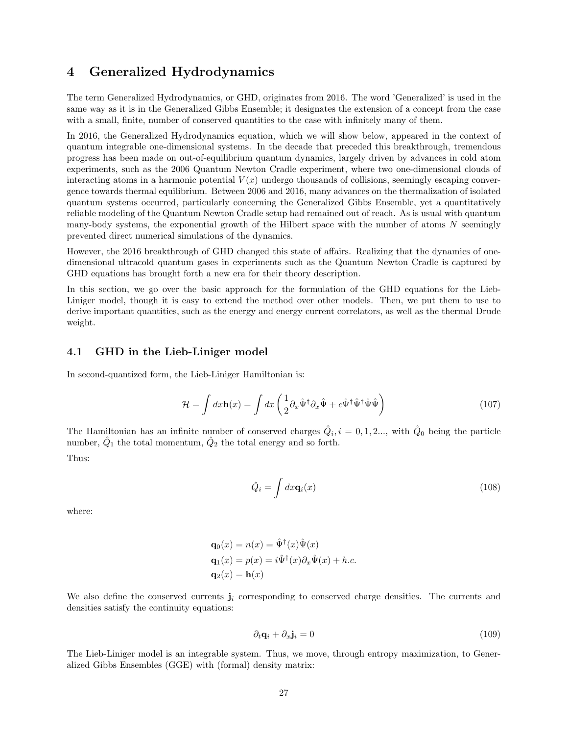# 4 Generalized Hydrodynamics

The term Generalized Hydrodynamics, or GHD, originates from 2016. The word 'Generalized' is used in the same way as it is in the Generalized Gibbs Ensemble; it designates the extension of a concept from the case with a small, finite, number of conserved quantities to the case with infinitely many of them.

In 2016, the Generalized Hydrodynamics equation, which we will show below, appeared in the context of quantum integrable one-dimensional systems. In the decade that preceded this breakthrough, tremendous progress has been made on out-of-equilibrium quantum dynamics, largely driven by advances in cold atom experiments, such as the 2006 Quantum Newton Cradle experiment, where two one-dimensional clouds of interacting atoms in a harmonic potential $V(x)$ undergo thousands of collisions, seemingly escaping convergence towards thermal equilibrium. Between 2006 and 2016, many advances on the thermalization of isolated quantum systems occurred, particularly concerning the Generalized Gibbs Ensemble, yet a quantitatively reliable modeling of the Quantum Newton Cradle setup had remained out of reach. As is usual with quantum many-body systems, the exponential growth of the Hilbert space with the number of atoms $N$ seemingly prevented direct numerical simulations of the dynamics.

However, the 2016 breakthrough of GHD changed this state of affairs. Realizing that the dynamics of one-dimensional ultracold quantum gases in experiments such as the Quantum Newton Cradle is captured by GHD equations has brought forth a new era for their theory description.

In this section, we go over the basic approach for the formulation of the GHD equations for the Lieb-Liniger model, though it is easy to extend the method over other models. Then, we put them to use to derive important quantities, such as the energy and energy current correlators, as well as the thermal Drude weight.

## 4.1 GHD in the Lieb-Liniger model

In second-quantized form, the Lieb-Liniger Hamiltonian is:

$$\mathcal{H} = \int dx \mathbf{h}(x) = \int dx \left( \frac{1}{2} \partial_x \hat{\Psi}^\dagger \partial_x \hat{\Psi} + c \hat{\Psi}^\dagger \hat{\Psi}^\dagger \hat{\Psi} \hat{\Psi} \right) \tag{107}$$

The Hamiltonian has an infinite number of conserved charges $\hat{Q}_i, i = 0, 1, 2...$, with $\hat{Q}_0$ being the particle number, $\hat{Q}_1$ the total momentum, $\hat{Q}_2$ the total energy and so forth.

Thus:

$$\hat{Q}_i = \int dx \mathbf{q}_i(x) \tag{108}$$

where:

$$\begin{aligned}
\mathbf{q}_0(x) &= n(x) = \hat{\Psi}^\dagger(x)\hat{\Psi}(x) \\
\mathbf{q}_1(x) &= p(x) = i\hat{\Psi}^\dagger(x)\partial_x\hat{\Psi}(x) + h.c. \\
\mathbf{q}_2(x) &= \mathbf{h}(x)
\end{aligned}$$

We also define the conserved currents $\mathbf{j}_i$ corresponding to conserved charge densities. The currents and densities satisfy the continuity equations:

$$\partial_t \mathbf{q}_i + \partial_x \mathbf{j}_i = 0 \tag{109}$$

The Lieb-Liniger model is an integrable system. Thus, we move, through entropy maximization, to Generalized Gibbs Ensembles (GGE) with (formal) density matrix: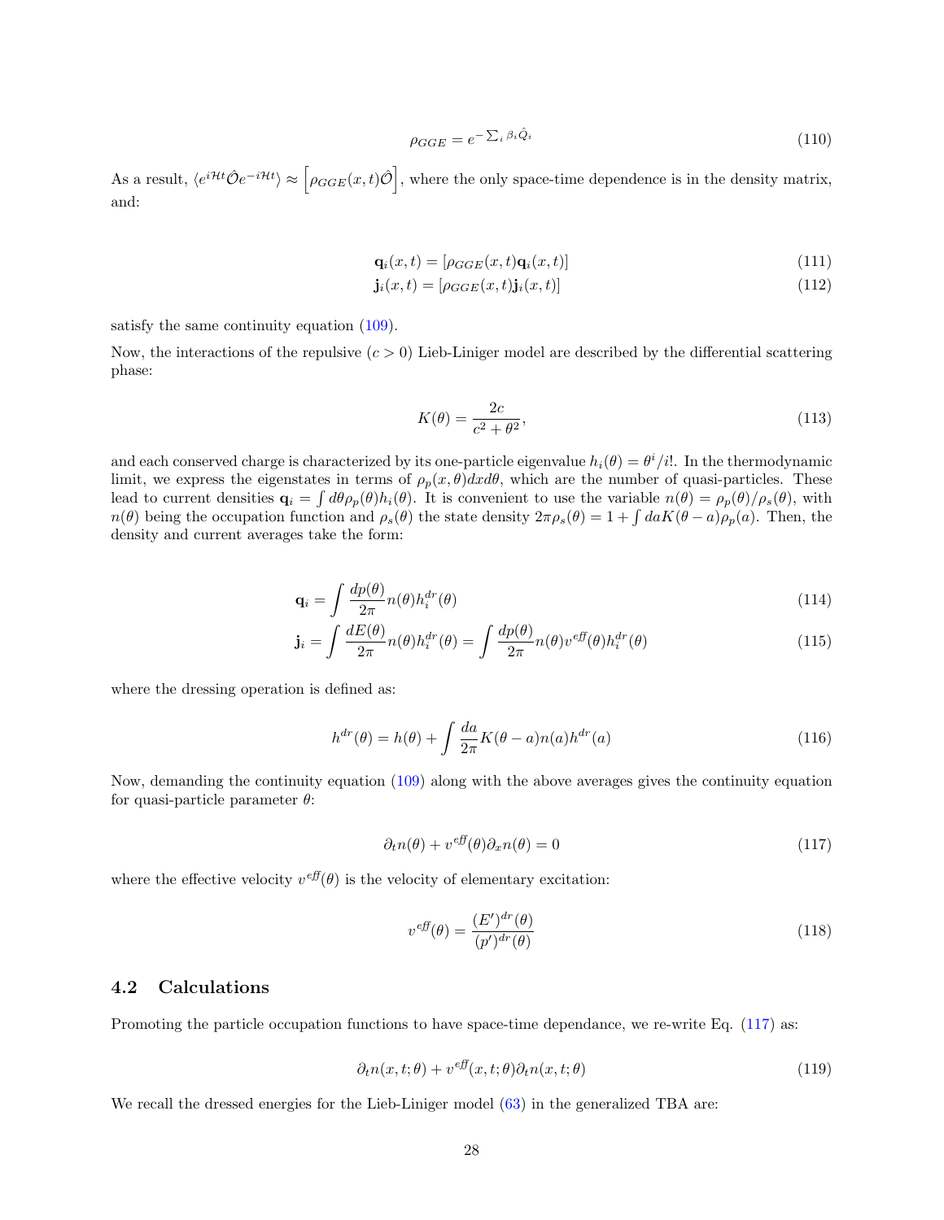$$\rho_{GGE} = e^{-\sum_i \beta_i \hat{Q}_i} \tag{110}$$

As a result, $\langle e^{i\mathcal{H}t}\hat{\mathcal{O}}e^{-i\mathcal{H}t}\rangle \approx \left[\rho_{GGE}(x,t)\hat{\mathcal{O}}\right]$, where the only space-time dependence is in the density matrix, and:

$$\mathbf{q}_i(x,t) = [\rho_{GGE}(x,t)\mathbf{q}_i(x,t)] \tag{111}$$

$$\mathbf{j}_i(x,t) = [\rho_{GGE}(x,t)\mathbf{j}_i(x,t)] \tag{112}$$

satisfy the same continuity equation (109).

Now, the interactions of the repulsive ($c > 0$) Lieb-Liniger model are described by the differential scattering phase:

$$K(\theta) = \frac{2c}{c^2 + \theta^2}, \tag{113}$$

and each conserved charge is characterized by its one-particle eigenvalue $h_i(\theta) = \theta^i/i!$. In the thermodynamic limit, we express the eigenstates in terms of $\rho_p(x,\theta)dxd\theta$, which are the number of quasi-particles. These lead to current densities $\mathbf{q}_i = \int d\theta \rho_p(\theta) h_i(\theta)$. It is convenient to use the variable $n(\theta) = \rho_p(\theta)/\rho_s(\theta)$, with $n(\theta)$ being the occupation function and $\rho_s(\theta)$ the state density $2\pi\rho_s(\theta) = 1 + \int da K(\theta - a)\rho_p(a)$. Then, the density and current averages take the form:

$$\mathbf{q}_i = \int \frac{dp(\theta)}{2\pi} n(\theta) h_i^{dr}(\theta) \tag{114}$$

$$\mathbf{j}_i = \int \frac{dE(\theta)}{2\pi} n(\theta) h_i^{dr}(\theta) = \int \frac{dp(\theta)}{2\pi} n(\theta) v^{eff}(\theta) h_i^{dr}(\theta) \tag{115}$$

where the dressing operation is defined as:

$$h^{dr}(\theta) = h(\theta) + \int \frac{da}{2\pi} K(\theta - a) n(a) h^{dr}(a) \tag{116}$$

Now, demanding the continuity equation (109) along with the above averages gives the continuity equation for quasi-particle parameter $\theta$:

$$\partial_t n(\theta) + v^{eff}(\theta)\partial_x n(\theta) = 0 \tag{117}$$

where the effective velocity $v^{eff}(\theta)$ is the velocity of elementary excitation:

$$v^{eff}(\theta) = \frac{(E')^{dr}(\theta)}{(p')^{dr}(\theta)} \tag{118}$$

## 4.2 Calculations

Promoting the particle occupation functions to have space-time dependance, we re-write Eq. (117) as:

$$\partial_t n(x,t;\theta) + v^{eff}(x,t;\theta)\partial_t n(x,t;\theta) \tag{119}$$

We recall the dressed energies for the Lieb-Liniger model (63) in the generalized TBA are: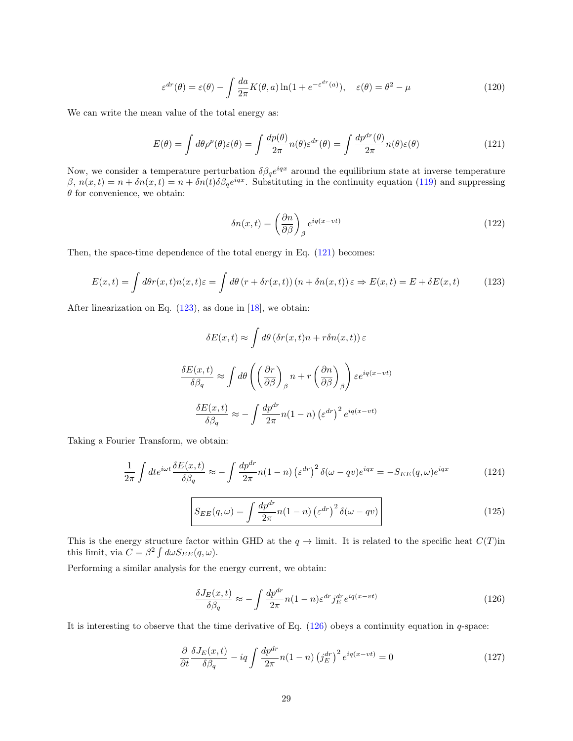$$\varepsilon^{dr}(\theta) = \varepsilon(\theta) - \int \frac{da}{2\pi} K(\theta, a) \ln(1 + e^{-\varepsilon^{dr}(a)}), \quad \varepsilon(\theta) = \theta^2 - \mu \tag{120}$$

We can write the mean value of the total energy as:

$$E(\theta) = \int d\theta \rho^p(\theta)\varepsilon(\theta) = \int \frac{dp(\theta)}{2\pi} n(\theta)\varepsilon^{dr}(\theta) = \int \frac{dp^{dr}(\theta)}{2\pi} n(\theta)\varepsilon(\theta) \tag{121}$$

Now, we consider a temperature perturbation $\delta\beta_q e^{iqx}$ around the equilibrium state at inverse temperature $\beta$, $n(x,t) = n + \delta n(x,t) = n + \delta n(t)\delta\beta_q e^{iqx}$. Substituting in the continuity equation (119) and suppressing $\theta$ for convenience, we obtain:

$$\delta n(x,t) = \left(\frac{\partial n}{\partial \beta}\right)_\beta e^{iq(x-vt)} \tag{122}$$

Then, the space-time dependence of the total energy in Eq. (121) becomes:

$$E(x,t) = \int d\theta r(x,t) n(x,t)\varepsilon = \int d\theta \left(r + \delta r(x,t)\right)\left(n + \delta n(x,t)\right)\varepsilon \Rightarrow E(x,t) = E + \delta E(x,t) \tag{123}$$

After linearization on Eq. (123), as done in [18], we obtain:

$$\delta E(x,t) \approx \int d\theta \left(\delta r(x,t) n + r \delta n(x,t)\right)\varepsilon$$

$$\frac{\delta E(x,t)}{\delta\beta_q} \approx \int d\theta \left(\left(\frac{\partial r}{\partial \beta}\right)_\beta n + r\left(\frac{\partial n}{\partial \beta}\right)_\beta\right)\varepsilon e^{iq(x-vt)}$$

$$\frac{\delta E(x,t)}{\delta\beta_q} \approx -\int \frac{dp^{dr}}{2\pi} n(1-n)\left(\varepsilon^{dr}\right)^2 e^{iq(x-vt)}$$

Taking a Fourier Transform, we obtain:

$$\frac{1}{2\pi}\int dt e^{i\omega t}\frac{\delta E(x,t)}{\delta\beta_q} \approx -\int \frac{dp^{dr}}{2\pi} n(1-n)\left(\varepsilon^{dr}\right)^2 \delta(\omega - qv)e^{iqx} = -S_{EE}(q,\omega)e^{iqx} \tag{124}$$

$$\boxed{S_{EE}(q,\omega) = \int \frac{dp^{dr}}{2\pi} n(1-n)\left(\varepsilon^{dr}\right)^2 \delta(\omega - qv)} \tag{125}$$

This is the energy structure factor within GHD at the $q \to$ limit. It is related to the specific heat $C(T)$in this limit, via $C = \beta^2 \int d\omega S_{EE}(q,\omega)$.

Performing a similar analysis for the energy current, we obtain:

$$\frac{\delta J_E(x,t)}{\delta\beta_q} \approx -\int \frac{dp^{dr}}{2\pi} n(1-n)\varepsilon^{dr} j_E^{dr} e^{iq(x-vt)} \tag{126}$$

It is interesting to observe that the time derivative of Eq. (126) obeys a continuity equation in $q$-space:

$$\frac{\partial}{\partial t}\frac{\delta J_E(x,t)}{\delta\beta_q} - iq\int \frac{dp^{dr}}{2\pi} n(1-n)\left(j_E^{dr}\right)^2 e^{iq(x-vt)} = 0 \tag{127}$$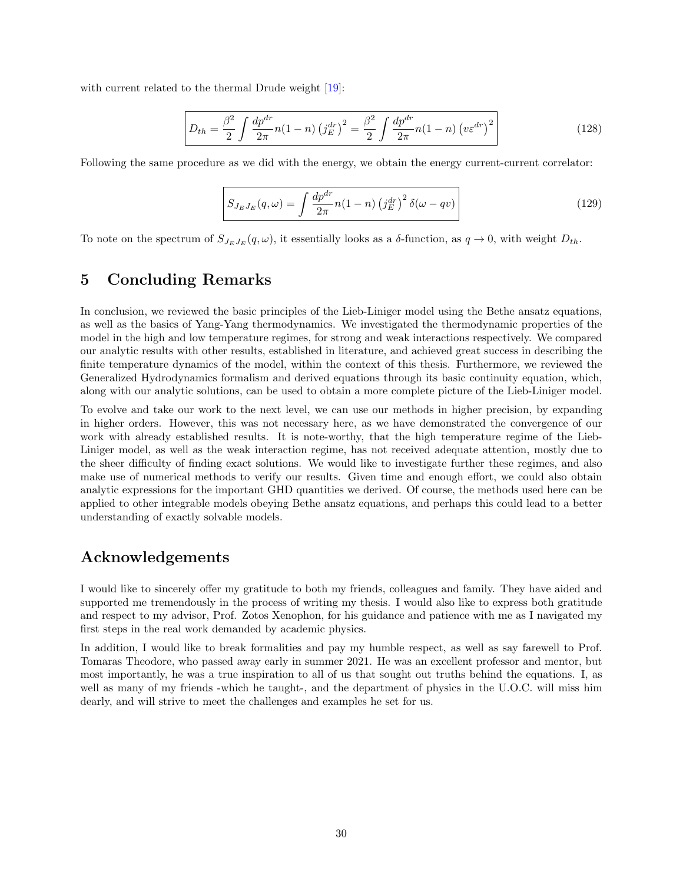with current related to the thermal Drude weight [19]:

$$\boxed{D_{th} = \frac{\beta^2}{2} \int \frac{dp^{dr}}{2\pi} n(1-n) \left(j_E^{dr}\right)^2 = \frac{\beta^2}{2} \int \frac{dp^{dr}}{2\pi} n(1-n) \left(v\varepsilon^{dr}\right)^2} \tag{128}$$

Following the same procedure as we did with the energy, we obtain the energy current-current correlator:

$$\boxed{S_{J_E J_E}(q,\omega) = \int \frac{dp^{dr}}{2\pi} n(1-n) \left(j_E^{dr}\right)^2 \delta(\omega - qv)} \tag{129}$$

To note on the spectrum of $S_{J_E J_E}(q,\omega)$, it essentially looks as a $\delta$-function, as $q \to 0$, with weight $D_{th}$.

# 5 Concluding Remarks

In conclusion, we reviewed the basic principles of the Lieb-Liniger model using the Bethe ansatz equations, as well as the basics of Yang-Yang thermodynamics. We investigated the thermodynamic properties of the model in the high and low temperature regimes, for strong and weak interactions respectively. We compared our analytic results with other results, established in literature, and achieved great success in describing the finite temperature dynamics of the model, within the context of this thesis. Furthermore, we reviewed the Generalized Hydrodynamics formalism and derived equations through its basic continuity equation, which, along with our analytic solutions, can be used to obtain a more complete picture of the Lieb-Liniger model.

To evolve and take our work to the next level, we can use our methods in higher precision, by expanding in higher orders. However, this was not necessary here, as we have demonstrated the convergence of our work with already established results. It is note-worthy, that the high temperature regime of the Lieb-Liniger model, as well as the weak interaction regime, has not received adequate attention, mostly due to the sheer difficulty of finding exact solutions. We would like to investigate further these regimes, and also make use of numerical methods to verify our results. Given time and enough effort, we could also obtain analytic expressions for the important GHD quantities we derived. Of course, the methods used here can be applied to other integrable models obeying Bethe ansatz equations, and perhaps this could lead to a better understanding of exactly solvable models.

# Acknowledgements

I would like to sincerely offer my gratitude to both my friends, colleagues and family. They have aided and supported me tremendously in the process of writing my thesis. I would also like to express both gratitude and respect to my advisor, Prof. Zotos Xenophon, for his guidance and patience with me as I navigated my first steps in the real work demanded by academic physics.

In addition, I would like to break formalities and pay my humble respect, as well as say farewell to Prof. Tomaras Theodore, who passed away early in summer 2021. He was an excellent professor and mentor, but most importantly, he was a true inspiration to all of us that sought out truths behind the equations. I, as well as many of my friends -which he taught-, and the department of physics in the U.O.C. will miss him dearly, and will strive to meet the challenges and examples he set for us.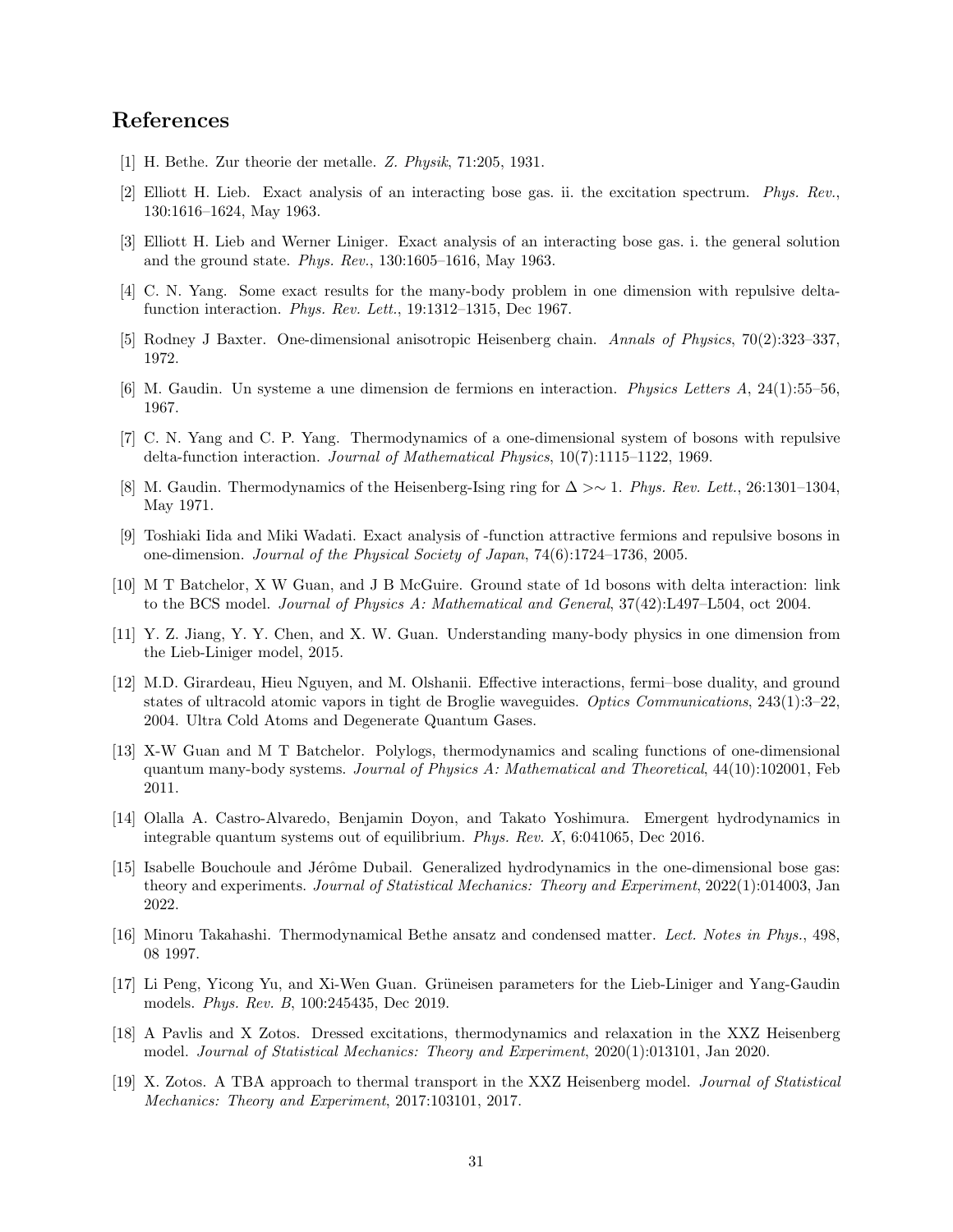# References

[1] H. Bethe. Zur theorie der metalle. *Z. Physik*, 71:205, 1931.

[2] Elliott H. Lieb. Exact analysis of an interacting bose gas. ii. the excitation spectrum. *Phys. Rev.*, 130:1616–1624, May 1963.

[3] Elliott H. Lieb and Werner Liniger. Exact analysis of an interacting bose gas. i. the general solution and the ground state. *Phys. Rev.*, 130:1605–1616, May 1963.

[4] C. N. Yang. Some exact results for the many-body problem in one dimension with repulsive delta-function interaction. *Phys. Rev. Lett.*, 19:1312–1315, Dec 1967.

[5] Rodney J Baxter. One-dimensional anisotropic Heisenberg chain. *Annals of Physics*, 70(2):323–337, 1972.

[6] M. Gaudin. Un systeme a une dimension de fermions en interaction. *Physics Letters A*, 24(1):55–56, 1967.

[7] C. N. Yang and C. P. Yang. Thermodynamics of a one-dimensional system of bosons with repulsive delta-function interaction. *Journal of Mathematical Physics*, 10(7):1115–1122, 1969.

[8] M. Gaudin. Thermodynamics of the Heisenberg-Ising ring for $\Delta >\sim 1$. *Phys. Rev. Lett.*, 26:1301–1304, May 1971.

[9] Toshiaki Iida and Miki Wadati. Exact analysis of -function attractive fermions and repulsive bosons in one-dimension. *Journal of the Physical Society of Japan*, 74(6):1724–1736, 2005.

[10] M T Batchelor, X W Guan, and J B McGuire. Ground state of 1d bosons with delta interaction: link to the BCS model. *Journal of Physics A: Mathematical and General*, 37(42):L497–L504, oct 2004.

[11] Y. Z. Jiang, Y. Y. Chen, and X. W. Guan. Understanding many-body physics in one dimension from the Lieb-Liniger model, 2015.

[12] M.D. Girardeau, Hieu Nguyen, and M. Olshanii. Effective interactions, fermi–bose duality, and ground states of ultracold atomic vapors in tight de Broglie waveguides. *Optics Communications*, 243(1):3–22, 2004. Ultra Cold Atoms and Degenerate Quantum Gases.

[13] X-W Guan and M T Batchelor. Polylogs, thermodynamics and scaling functions of one-dimensional quantum many-body systems. *Journal of Physics A: Mathematical and Theoretical*, 44(10):102001, Feb 2011.

[14] Olalla A. Castro-Alvaredo, Benjamin Doyon, and Takato Yoshimura. Emergent hydrodynamics in integrable quantum systems out of equilibrium. *Phys. Rev. X*, 6:041065, Dec 2016.

[15] Isabelle Bouchoule and Jérôme Dubail. Generalized hydrodynamics in the one-dimensional bose gas: theory and experiments. *Journal of Statistical Mechanics: Theory and Experiment*, 2022(1):014003, Jan 2022.

[16] Minoru Takahashi. Thermodynamical Bethe ansatz and condensed matter. *Lect. Notes in Phys.*, 498, 08 1997.

[17] Li Peng, Yicong Yu, and Xi-Wen Guan. Grüneisen parameters for the Lieb-Liniger and Yang-Gaudin models. *Phys. Rev. B*, 100:245435, Dec 2019.

[18] A Pavlis and X Zotos. Dressed excitations, thermodynamics and relaxation in the XXZ Heisenberg model. *Journal of Statistical Mechanics: Theory and Experiment*, 2020(1):013101, Jan 2020.

[19] X. Zotos. A TBA approach to thermal transport in the XXZ Heisenberg model. *Journal of Statistical Mechanics: Theory and Experiment*, 2017:103101, 2017.